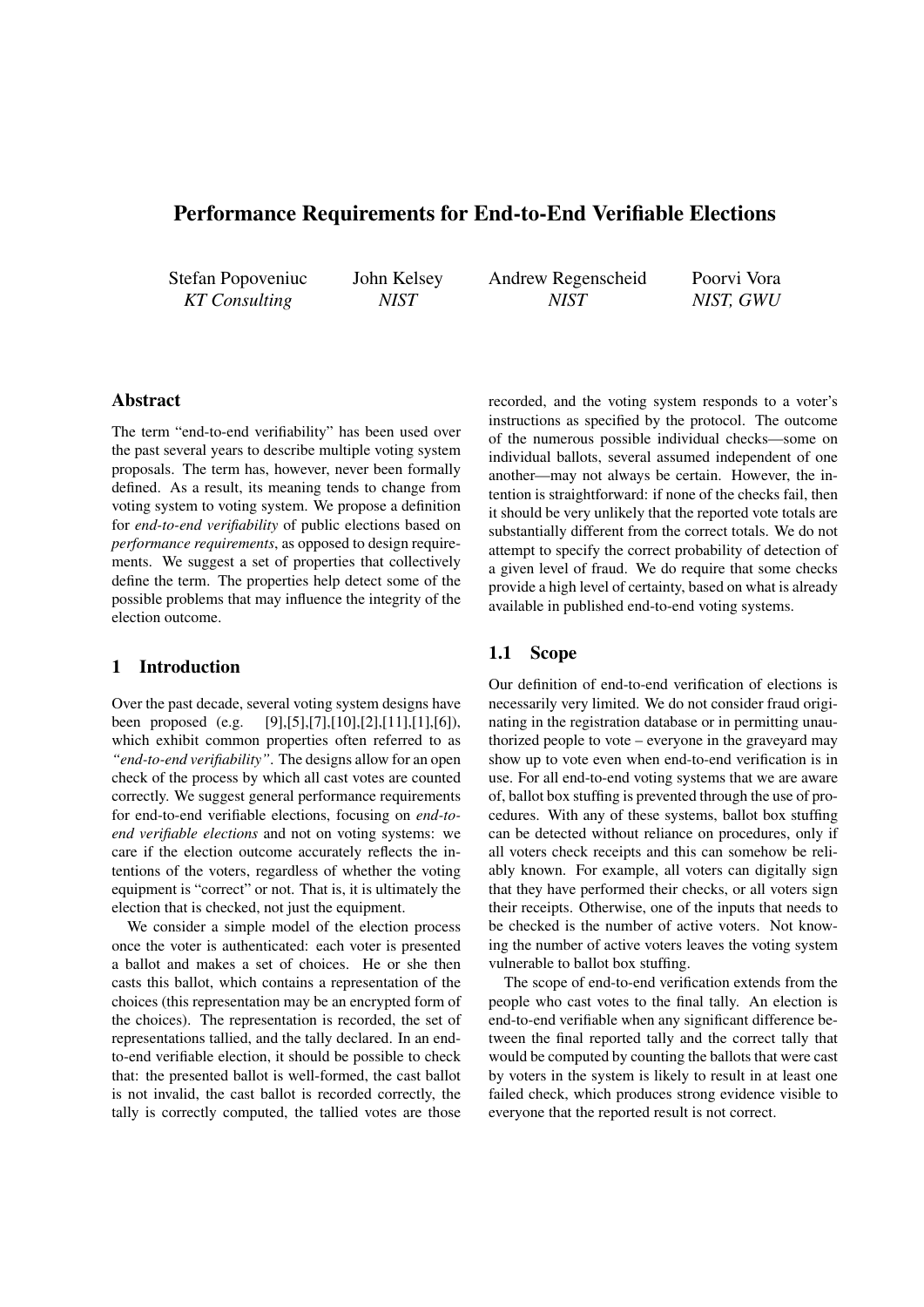# Performance Requirements for End-to-End Verifiable Elections

Stefan Popoveniuc — *KT Consulting*
John Kelsey — *NIST*
Andrew Regenscheid — *NIST*
Poorvi Vora — *NIST, GWU*

## Abstract

The term "end-to-end verifiability" has been used over the past several years to describe multiple voting system proposals. The term has, however, never been formally defined. As a result, its meaning tends to change from voting system to voting system. We propose a definition for *end-to-end verifiability* of public elections based on *performance requirements*, as opposed to design requirements. We suggest a set of properties that collectively define the term. The properties help detect some of the possible problems that may influence the integrity of the election outcome.

## 1 Introduction

Over the past decade, several voting system designs have been proposed (e.g. [9],[5],[7],[10],[2],[11],[1],[6]), which exhibit common properties often referred to as *"end-to-end verifiability"*. The designs allow for an open check of the process by which all cast votes are counted correctly. We suggest general performance requirements for end-to-end verifiable elections, focusing on *end-to-end verifiable elections* and not on voting systems: we care if the election outcome accurately reflects the intentions of the voters, regardless of whether the voting equipment is "correct" or not. That is, it is ultimately the election that is checked, not just the equipment.

We consider a simple model of the election process once the voter is authenticated: each voter is presented a ballot and makes a set of choices. He or she then casts this ballot, which contains a representation of the choices (this representation may be an encrypted form of the choices). The representation is recorded, the set of representations tallied, and the tally declared. In an end-to-end verifiable election, it should be possible to check that: the presented ballot is well-formed, the cast ballot is not invalid, the cast ballot is recorded correctly, the tally is correctly computed, the tallied votes are those recorded, and the voting system responds to a voter's instructions as specified by the protocol. The outcome of the numerous possible individual checks—some on individual ballots, several assumed independent of one another—may not always be certain. However, the intention is straightforward: if none of the checks fail, then it should be very unlikely that the reported vote totals are substantially different from the correct totals. We do not attempt to specify the correct probability of detection of a given level of fraud. We do require that some checks provide a high level of certainty, based on what is already available in published end-to-end voting systems.

### 1.1 Scope

Our definition of end-to-end verification of elections is necessarily very limited. We do not consider fraud originating in the registration database or in permitting unauthorized people to vote – everyone in the graveyard may show up to vote even when end-to-end verification is in use. For all end-to-end voting systems that we are aware of, ballot box stuffing is prevented through the use of procedures. With any of these systems, ballot box stuffing can be detected without reliance on procedures, only if all voters check receipts and this can somehow be reliably known. For example, all voters can digitally sign that they have performed their checks, or all voters sign their receipts. Otherwise, one of the inputs that needs to be checked is the number of active voters. Not knowing the number of active voters leaves the voting system vulnerable to ballot box stuffing.

The scope of end-to-end verification extends from the people who cast votes to the final tally. An election is end-to-end verifiable when any significant difference between the final reported tally and the correct tally that would be computed by counting the ballots that were cast by voters in the system is likely to result in at least one failed check, which produces strong evidence visible to everyone that the reported result is not correct.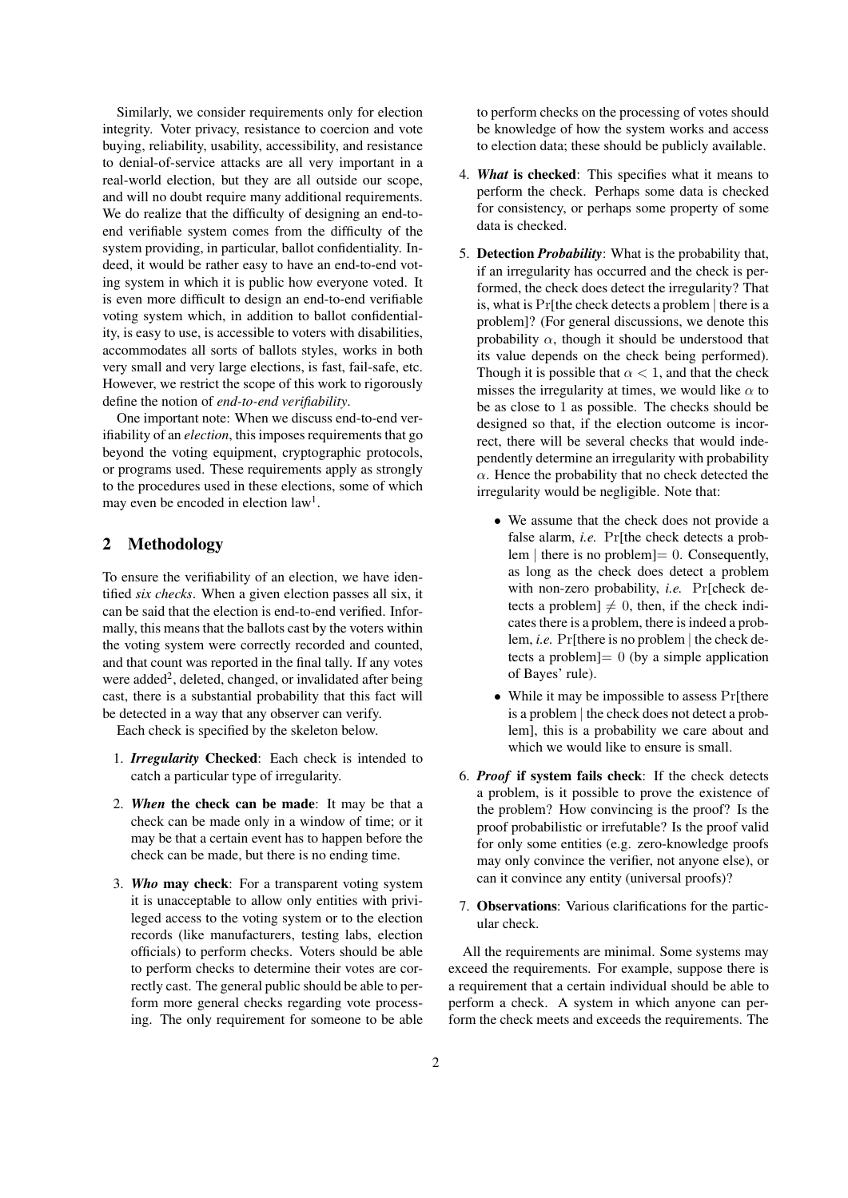Similarly, we consider requirements only for election integrity. Voter privacy, resistance to coercion and vote buying, reliability, usability, accessibility, and resistance to denial-of-service attacks are all very important in a real-world election, but they are all outside our scope, and will no doubt require many additional requirements. We do realize that the difficulty of designing an end-to-end verifiable system comes from the difficulty of the system providing, in particular, ballot confidentiality. Indeed, it would be rather easy to have an end-to-end voting system in which it is public how everyone voted. It is even more difficult to design an end-to-end verifiable voting system which, in addition to ballot confidentiality, is easy to use, is accessible to voters with disabilities, accommodates all sorts of ballots styles, works in both very small and very large elections, is fast, fail-safe, etc. However, we restrict the scope of this work to rigorously define the notion of *end-to-end verifiability*.

One important note: When we discuss end-to-end verifiability of an *election*, this imposes requirements that go beyond the voting equipment, cryptographic protocols, or programs used. These requirements apply as strongly to the procedures used in these elections, some of which may even be encoded in election law[1].

## 2 Methodology

To ensure the verifiability of an election, we have identified *six checks*. When a given election passes all six, it can be said that the election is end-to-end verified. Informally, this means that the ballots cast by the voters within the voting system were correctly recorded and counted, and that count was reported in the final tally. If any votes were added[2], deleted, changed, or invalidated after being cast, there is a substantial probability that this fact will be detected in a way that any observer can verify.

Each check is specified by the skeleton below.

1. ***Irregularity* Checked**: Each check is intended to catch a particular type of irregularity.
2. ***When* the check can be made**: It may be that a check can be made only in a window of time; or it may be that a certain event has to happen before the check can be made, but there is no ending time.
3. ***Who* may check**: For a transparent voting system it is unacceptable to allow only entities with privileged access to the voting system or to the election records (like manufacturers, testing labs, election officials) to perform checks. Voters should be able to perform checks to determine their votes are correctly cast. The general public should be able to perform more general checks regarding vote processing. The only requirement for someone to be able to perform checks on the processing of votes should be knowledge of how the system works and access to election data; these should be publicly available.
4. ***What* is checked**: This specifies what it means to perform the check. Perhaps some data is checked for consistency, or perhaps some property of some data is checked.
5. **Detection *Probability***: What is the probability that, if an irregularity has occurred and the check is performed, the check does detect the irregularity? That is, what is $\Pr$[the check detects a problem | there is a problem]? (For general discussions, we denote this probability $\alpha$, though it should be understood that its value depends on the check being performed). Though it is possible that $\alpha < 1$, and that the check misses the irregularity at times, we would like $\alpha$ to be as close to 1 as possible. The checks should be designed so that, if the election outcome is incorrect, there will be several checks that would independently determine an irregularity with probability $\alpha$. Hence the probability that no check detected the irregularity would be negligible. Note that:
   - We assume that the check does not provide a false alarm, *i.e.* $\Pr$[the check detects a problem | there is no problem]$= 0$. Consequently, as long as the check does detect a problem with non-zero probability, *i.e.* $\Pr$[check detects a problem] $\neq 0$, then, if the check indicates there is a problem, there is indeed a problem, *i.e.* $\Pr$[there is no problem | the check detects a problem]$= 0$ (by a simple application of Bayes' rule).
   - While it may be impossible to assess $\Pr$[there is a problem | the check does not detect a problem], this is a probability we care about and which we would like to ensure is small.
6. ***Proof* if system fails check**: If the check detects a problem, is it possible to prove the existence of the problem? How convincing is the proof? Is the proof probabilistic or irrefutable? Is the proof valid for only some entities (e.g. zero-knowledge proofs may only convince the verifier, not anyone else), or can it convince any entity (universal proofs)?
7. **Observations**: Various clarifications for the particular check.

All the requirements are minimal. Some systems may exceed the requirements. For example, suppose there is a requirement that a certain individual should be able to perform a check. A system in which anyone can perform the check meets and exceeds the requirements. The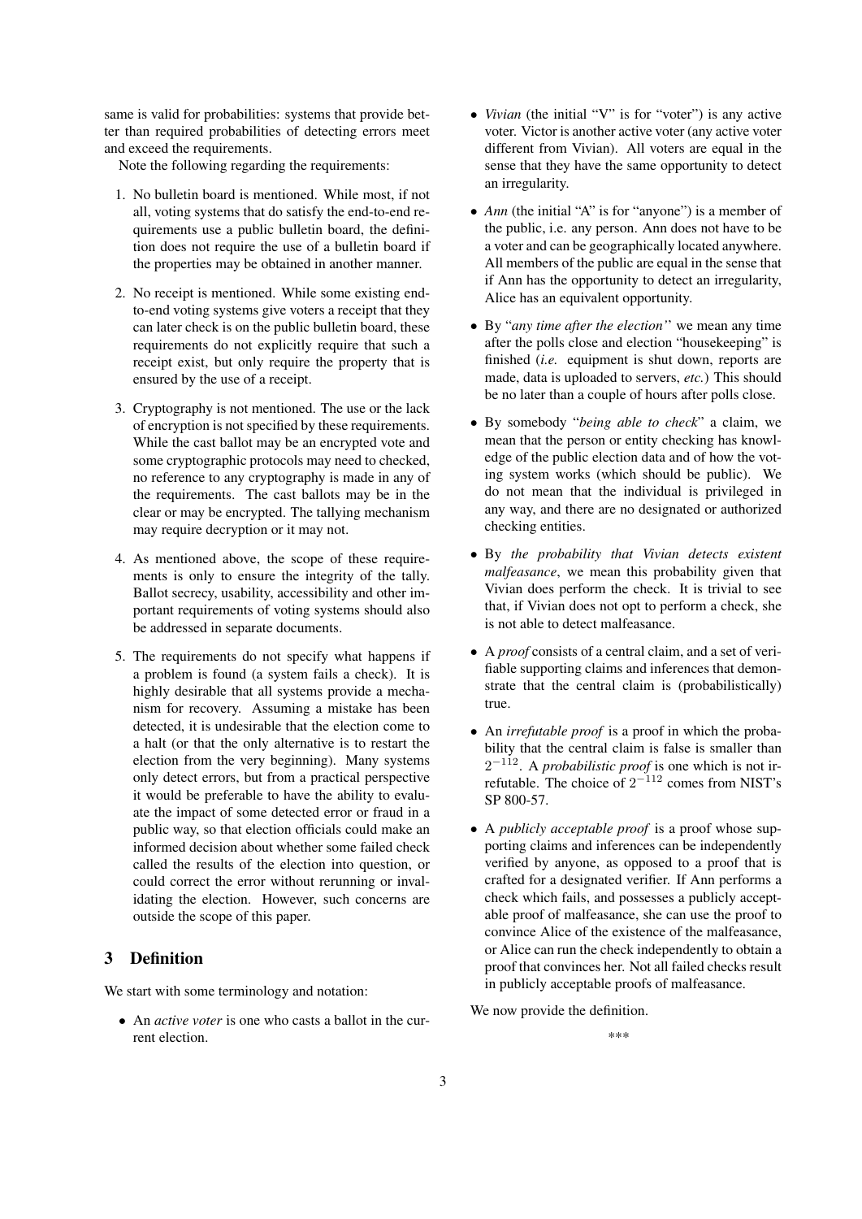same is valid for probabilities: systems that provide better than required probabilities of detecting errors meet and exceed the requirements.

Note the following regarding the requirements:

1. No bulletin board is mentioned. While most, if not all, voting systems that do satisfy the end-to-end requirements use a public bulletin board, the definition does not require the use of a bulletin board if the properties may be obtained in another manner.
2. No receipt is mentioned. While some existing end-to-end voting systems give voters a receipt that they can later check is on the public bulletin board, these requirements do not explicitly require that such a receipt exist, but only require the property that is ensured by the use of a receipt.
3. Cryptography is not mentioned. The use or the lack of encryption is not specified by these requirements. While the cast ballot may be an encrypted vote and some cryptographic protocols may need to checked, no reference to any cryptography is made in any of the requirements. The cast ballots may be in the clear or may be encrypted. The tallying mechanism may require decryption or it may not.
4. As mentioned above, the scope of these requirements is only to ensure the integrity of the tally. Ballot secrecy, usability, accessibility and other important requirements of voting systems should also be addressed in separate documents.
5. The requirements do not specify what happens if a problem is found (a system fails a check). It is highly desirable that all systems provide a mechanism for recovery. Assuming a mistake has been detected, it is undesirable that the election come to a halt (or that the only alternative is to restart the election from the very beginning). Many systems only detect errors, but from a practical perspective it would be preferable to have the ability to evaluate the impact of some detected error or fraud in a public way, so that election officials could make an informed decision about whether some failed check called the results of the election into question, or could correct the error without rerunning or invalidating the election. However, such concerns are outside the scope of this paper.

## 3 Definition

We start with some terminology and notation:

- An *active voter* is one who casts a ballot in the current election.
- *Vivian* (the initial "V" is for "voter") is any active voter. Victor is another active voter (any active voter different from Vivian). All voters are equal in the sense that they have the same opportunity to detect an irregularity.
- *Ann* (the initial "A" is for "anyone") is a member of the public, i.e. any person. Ann does not have to be a voter and can be geographically located anywhere. All members of the public are equal in the sense that if Ann has the opportunity to detect an irregularity, Alice has an equivalent opportunity.
- By "*any time after the election*" we mean any time after the polls close and election "housekeeping" is finished (*i.e.* equipment is shut down, reports are made, data is uploaded to servers, *etc.*) This should be no later than a couple of hours after polls close.
- By somebody "*being able to check*" a claim, we mean that the person or entity checking has knowledge of the public election data and of how the voting system works (which should be public). We do not mean that the individual is privileged in any way, and there are no designated or authorized checking entities.
- By *the probability that Vivian detects existent malfeasance*, we mean this probability given that Vivian does perform the check. It is trivial to see that, if Vivian does not opt to perform a check, she is not able to detect malfeasance.
- A *proof* consists of a central claim, and a set of verifiable supporting claims and inferences that demonstrate that the central claim is (probabilistically) true.
- An *irrefutable proof* is a proof in which the probability that the central claim is false is smaller than $2^{-112}$. A *probabilistic proof* is one which is not irrefutable. The choice of $2^{-112}$ comes from NIST's SP 800-57.
- A *publicly acceptable proof* is a proof whose supporting claims and inferences can be independently verified by anyone, as opposed to a proof that is crafted for a designated verifier. If Ann performs a check which fails, and possesses a publicly acceptable proof of malfeasance, she can use the proof to convince Alice of the existence of the malfeasance, or Alice can run the check independently to obtain a proof that convinces her. Not all failed checks result in publicly acceptable proofs of malfeasance.

We now provide the definition.

\*\*\*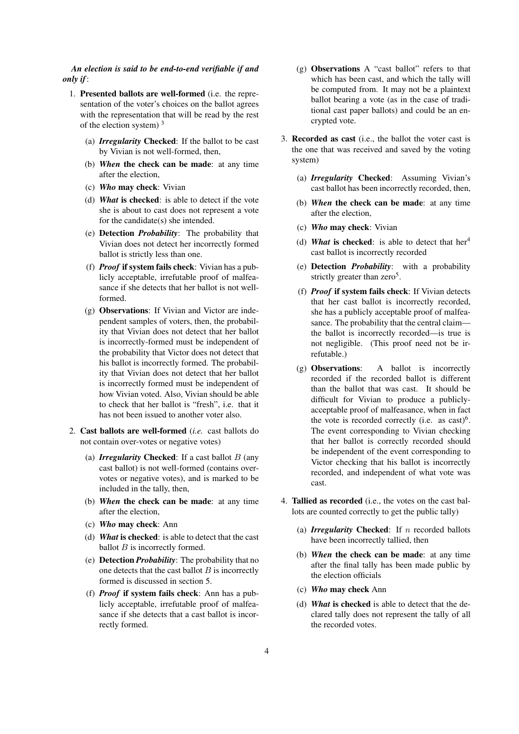***An election is said to be end-to-end verifiable if and only if***:

1. **Presented ballots are well-formed** (i.e. the representation of the voter's choices on the ballot agrees with the representation that will be read by the rest of the election system) [3]
   (a) ***Irregularity* Checked**: If the ballot to be cast by Vivian is not well-formed, then,
   (b) ***When* the check can be made**: at any time after the election,
   (c) ***Who* may check**: Vivian
   (d) ***What* is checked**: is able to detect if the vote she is about to cast does not represent a vote for the candidate(s) she intended.
   (e) **Detection *Probability***: The probability that Vivian does not detect her incorrectly formed ballot is strictly less than one.
   (f) ***Proof* if system fails check**: Vivian has a publicly acceptable, irrefutable proof of malfeasance if she detects that her ballot is not well-formed.
   (g) **Observations**: If Vivian and Victor are independent samples of voters, then, the probability that Vivian does not detect that her ballot is incorrectly-formed must be independent of the probability that Victor does not detect that his ballot is incorrectly formed. The probability that Vivian does not detect that her ballot is incorrectly formed must be independent of how Vivian voted. Also, Vivian should be able to check that her ballot is "fresh", i.e. that it has not been issued to another voter also.

2. **Cast ballots are well-formed** (*i.e.* cast ballots do not contain over-votes or negative votes)
   (a) ***Irregularity* Checked**: If a cast ballot $B$ (any cast ballot) is not well-formed (contains over-votes or negative votes), and is marked to be included in the tally, then,
   (b) ***When* the check can be made**: at any time after the election,
   (c) ***Who* may check**: Ann
   (d) ***What* is checked**: is able to detect that the cast ballot $B$ is incorrectly formed.
   (e) **Detection *Probability***: The probability that no one detects that the cast ballot $B$ is incorrectly formed is discussed in section 5.
   (f) ***Proof* if system fails check**: Ann has a publicly acceptable, irrefutable proof of malfeasance if she detects that a cast ballot is incorrectly formed.
   (g) **Observations** A "cast ballot" refers to that which has been cast, and which the tally will be computed from. It may not be a plaintext ballot bearing a vote (as in the case of traditional cast paper ballots) and could be an encrypted vote.

3. **Recorded as cast** (i.e., the ballot the voter cast is the one that was received and saved by the voting system)
   (a) ***Irregularity* Checked**: Assuming Vivian's cast ballot has been incorrectly recorded, then,
   (b) ***When* the check can be made**: at any time after the election,
   (c) ***Who* may check**: Vivian
   (d) ***What* is checked**: is able to detect that her[4] cast ballot is incorrectly recorded
   (e) **Detection *Probability***: with a probability strictly greater than zero[5].
   (f) ***Proof* if system fails check**: If Vivian detects that her cast ballot is incorrectly recorded, she has a publicly acceptable proof of malfeasance. The probability that the central claim—the ballot is incorrectly recorded—is true is not negligible. (This proof need not be irrefutable.)
   (g) **Observations**: A ballot is incorrectly recorded if the recorded ballot is different than the ballot that was cast. It should be difficult for Vivian to produce a publicly-acceptable proof of malfeasance, when in fact the vote is recorded correctly (i.e. as cast)[6]. The event corresponding to Vivian checking that her ballot is correctly recorded should be independent of the event corresponding to Victor checking that his ballot is incorrectly recorded, and independent of what vote was cast.

4. **Tallied as recorded** (i.e., the votes on the cast ballots are counted correctly to get the public tally)
   (a) ***Irregularity* Checked**: If $n$ recorded ballots have been incorrectly tallied, then
   (b) ***When* the check can be made**: at any time after the final tally has been made public by the election officials
   (c) ***Who* may check** Ann
   (d) ***What* is checked** is able to detect that the declared tally does not represent the tally of all the recorded votes.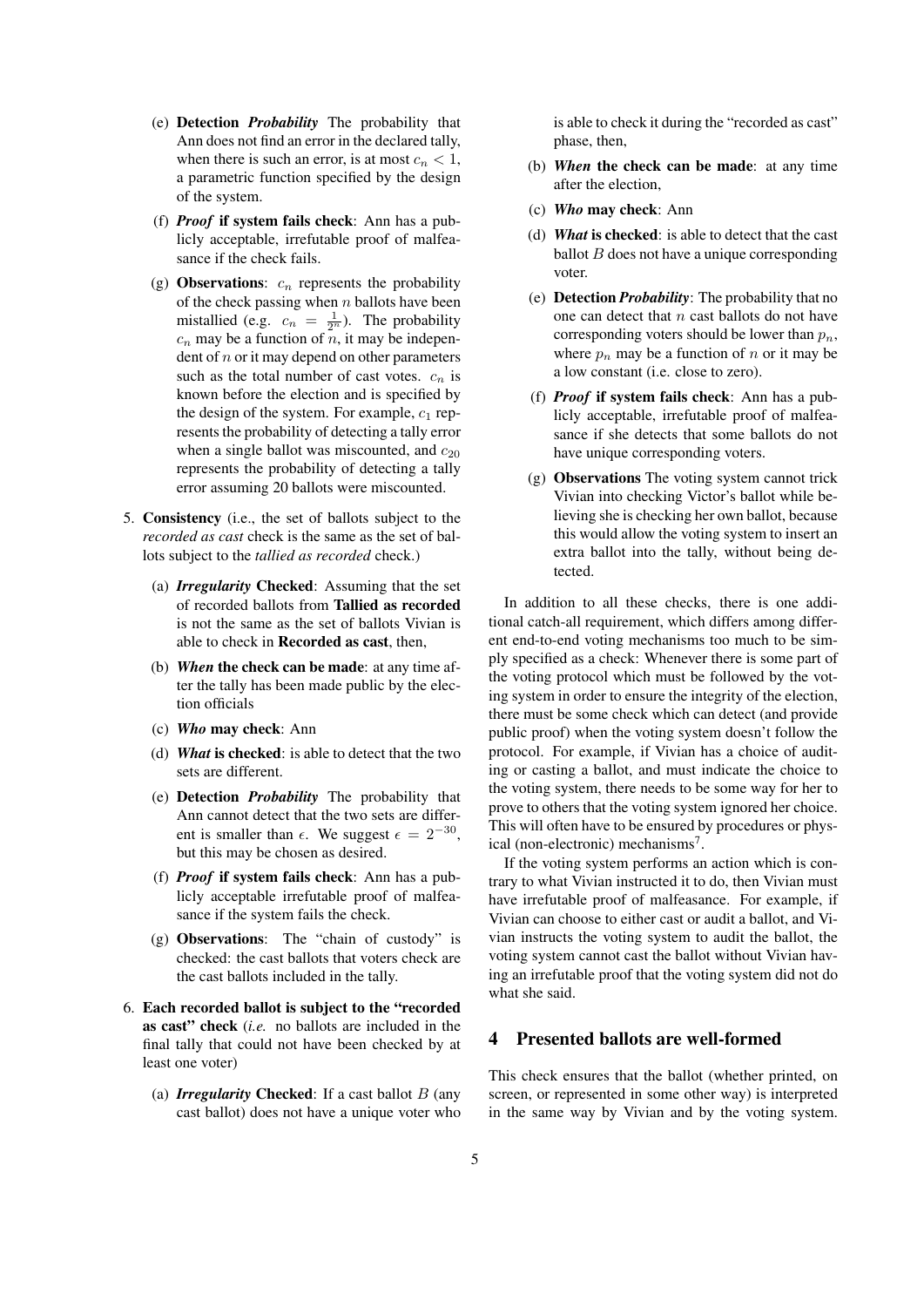(e) **Detection *Probability*** The probability that Ann does not find an error in the declared tally, when there is such an error, is at most $c_n < 1$, a parametric function specified by the design of the system.

(f) ***Proof* if system fails check**: Ann has a publicly acceptable, irrefutable proof of malfeasance if the check fails.

(g) **Observations**: $c_n$ represents the probability of the check passing when $n$ ballots have been mistallied (e.g. $c_n = \frac{1}{2^n}$). The probability $c_n$ may be a function of $n$, it may be independent of $n$ or it may depend on other parameters such as the total number of cast votes. $c_n$ is known before the election and is specified by the design of the system. For example, $c_1$ represents the probability of detecting a tally error when a single ballot was miscounted, and $c_{20}$ represents the probability of detecting a tally error assuming 20 ballots were miscounted.

5. **Consistency** (i.e., the set of ballots subject to the *recorded as cast* check is the same as the set of ballots subject to the *tallied as recorded* check.)

   (a) ***Irregularity* Checked**: Assuming that the set of recorded ballots from **Tallied as recorded** is not the same as the set of ballots Vivian is able to check in **Recorded as cast**, then,

   (b) ***When* the check can be made**: at any time after the tally has been made public by the election officials

   (c) ***Who* may check**: Ann

   (d) ***What* is checked**: is able to detect that the two sets are different.

   (e) **Detection *Probability*** The probability that Ann cannot detect that the two sets are different is smaller than $\epsilon$. We suggest $\epsilon = 2^{-30}$, but this may be chosen as desired.

   (f) ***Proof* if system fails check**: Ann has a publicly acceptable irrefutable proof of malfeasance if the system fails the check.

   (g) **Observations**: The "chain of custody" is checked: the cast ballots that voters check are the cast ballots included in the tally.

6. **Each recorded ballot is subject to the "recorded as cast" check** (*i.e.* no ballots are included in the final tally that could not have been checked by at least one voter)

   (a) ***Irregularity* Checked**: If a cast ballot $B$ (any cast ballot) does not have a unique voter who is able to check it during the "recorded as cast" phase, then,

   (b) ***When* the check can be made**: at any time after the election,

   (c) ***Who* may check**: Ann

   (d) ***What* is checked**: is able to detect that the cast ballot $B$ does not have a unique corresponding voter.

   (e) **Detection *Probability***: The probability that no one can detect that $n$ cast ballots do not have corresponding voters should be lower than $p_n$, where $p_n$ may be a function of $n$ or it may be a low constant (i.e. close to zero).

   (f) ***Proof* if system fails check**: Ann has a publicly acceptable, irrefutable proof of malfeasance if she detects that some ballots do not have unique corresponding voters.

   (g) **Observations** The voting system cannot trick Vivian into checking Victor's ballot while believing she is checking her own ballot, because this would allow the voting system to insert an extra ballot into the tally, without being detected.

In addition to all these checks, there is one additional catch-all requirement, which differs among different end-to-end voting mechanisms too much to be simply specified as a check: Whenever there is some part of the voting protocol which must be followed by the voting system in order to ensure the integrity of the election, there must be some check which can detect (and provide public proof) when the voting system doesn't follow the protocol. For example, if Vivian has a choice of auditing or casting a ballot, and must indicate the choice to the voting system, there needs to be some way for her to prove to others that the voting system ignored her choice. This will often have to be ensured by procedures or physical (non-electronic) mechanisms[7].

If the voting system performs an action which is contrary to what Vivian instructed it to do, then Vivian must have irrefutable proof of malfeasance. For example, if Vivian can choose to either cast or audit a ballot, and Vivian instructs the voting system to audit the ballot, the voting system cannot cast the ballot without Vivian having an irrefutable proof that the voting system did not do what she said.

## 4 Presented ballots are well-formed

This check ensures that the ballot (whether printed, on screen, or represented in some other way) is interpreted in the same way by Vivian and by the voting system.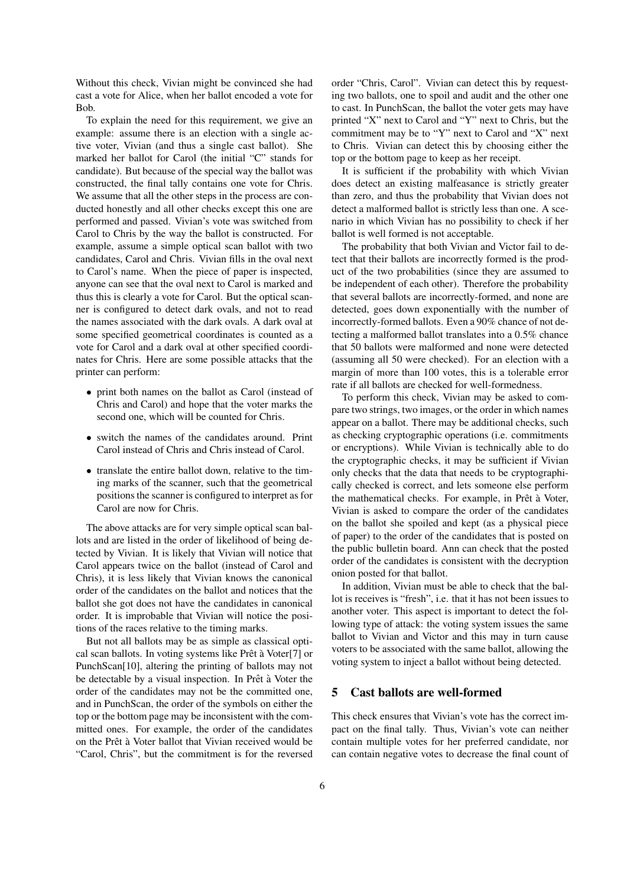Without this check, Vivian might be convinced she had cast a vote for Alice, when her ballot encoded a vote for Bob.

To explain the need for this requirement, we give an example: assume there is an election with a single active voter, Vivian (and thus a single cast ballot). She marked her ballot for Carol (the initial "C" stands for candidate). But because of the special way the ballot was constructed, the final tally contains one vote for Chris. We assume that all the other steps in the process are conducted honestly and all other checks except this one are performed and passed. Vivian's vote was switched from Carol to Chris by the way the ballot is constructed. For example, assume a simple optical scan ballot with two candidates, Carol and Chris. Vivian fills in the oval next to Carol's name. When the piece of paper is inspected, anyone can see that the oval next to Carol is marked and thus this is clearly a vote for Carol. But the optical scanner is configured to detect dark ovals, and not to read the names associated with the dark ovals. A dark oval at some specified geometrical coordinates is counted as a vote for Carol and a dark oval at other specified coordinates for Chris. Here are some possible attacks that the printer can perform:

- print both names on the ballot as Carol (instead of Chris and Carol) and hope that the voter marks the second one, which will be counted for Chris.
- switch the names of the candidates around. Print Carol instead of Chris and Chris instead of Carol.
- translate the entire ballot down, relative to the timing marks of the scanner, such that the geometrical positions the scanner is configured to interpret as for Carol are now for Chris.

The above attacks are for very simple optical scan ballots and are listed in the order of likelihood of being detected by Vivian. It is likely that Vivian will notice that Carol appears twice on the ballot (instead of Carol and Chris), it is less likely that Vivian knows the canonical order of the candidates on the ballot and notices that the ballot she got does not have the candidates in canonical order. It is improbable that Vivian will notice the positions of the races relative to the timing marks.

But not all ballots may be as simple as classical optical scan ballots. In voting systems like Prêt à Voter[7] or PunchScan[10], altering the printing of ballots may not be detectable by a visual inspection. In Prêt à Voter the order of the candidates may not be the committed one, and in PunchScan, the order of the symbols on either the top or the bottom page may be inconsistent with the committed ones. For example, the order of the candidates on the Prêt à Voter ballot that Vivian received would be "Carol, Chris", but the commitment is for the reversed order "Chris, Carol". Vivian can detect this by requesting two ballots, one to spoil and audit and the other one to cast. In PunchScan, the ballot the voter gets may have printed "X" next to Carol and "Y" next to Chris, but the commitment may be to "Y" next to Carol and "X" next to Chris. Vivian can detect this by choosing either the top or the bottom page to keep as her receipt.

It is sufficient if the probability with which Vivian does detect an existing malfeasance is strictly greater than zero, and thus the probability that Vivian does not detect a malformed ballot is strictly less than one. A scenario in which Vivian has no possibility to check if her ballot is well formed is not acceptable.

The probability that both Vivian and Victor fail to detect that their ballots are incorrectly formed is the product of the two probabilities (since they are assumed to be independent of each other). Therefore the probability that several ballots are incorrectly-formed, and none are detected, goes down exponentially with the number of incorrectly-formed ballots. Even a 90% chance of not detecting a malformed ballot translates into a 0.5% chance that 50 ballots were malformed and none were detected (assuming all 50 were checked). For an election with a margin of more than 100 votes, this is a tolerable error rate if all ballots are checked for well-formedness.

To perform this check, Vivian may be asked to compare two strings, two images, or the order in which names appear on a ballot. There may be additional checks, such as checking cryptographic operations (i.e. commitments or encryptions). While Vivian is technically able to do the cryptographic checks, it may be sufficient if Vivian only checks that the data that needs to be cryptographically checked is correct, and lets someone else perform the mathematical checks. For example, in Prêt à Voter, Vivian is asked to compare the order of the candidates on the ballot she spoiled and kept (as a physical piece of paper) to the order of the candidates that is posted on the public bulletin board. Ann can check that the posted order of the candidates is consistent with the decryption onion posted for that ballot.

In addition, Vivian must be able to check that the ballot is receives is "fresh", i.e. that it has not been issues to another voter. This aspect is important to detect the following type of attack: the voting system issues the same ballot to Vivian and Victor and this may in turn cause voters to be associated with the same ballot, allowing the voting system to inject a ballot without being detected.

## 5 Cast ballots are well-formed

This check ensures that Vivian's vote has the correct impact on the final tally. Thus, Vivian's vote can neither contain multiple votes for her preferred candidate, nor can contain negative votes to decrease the final count of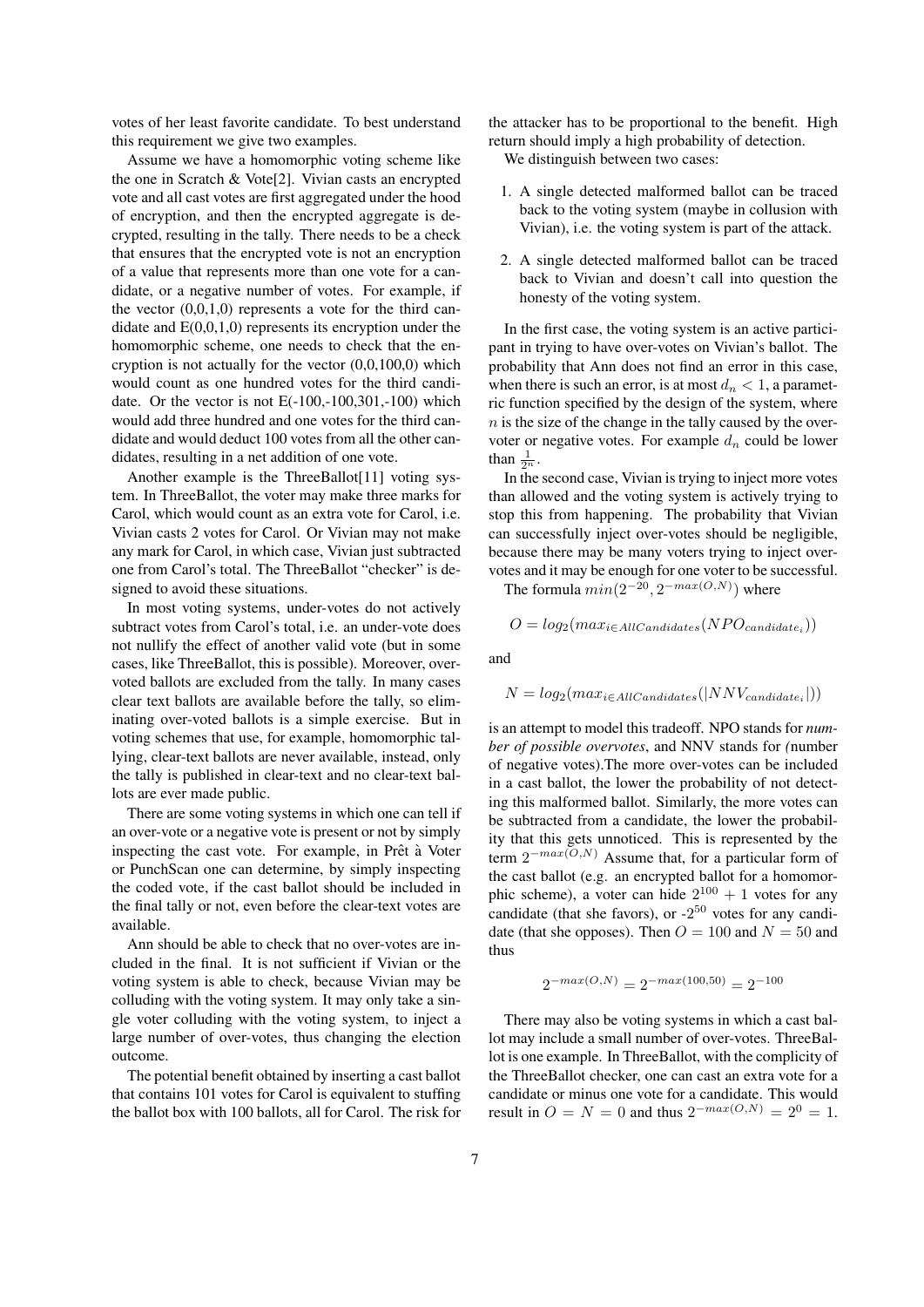votes of her least favorite candidate. To best understand this requirement we give two examples.

Assume we have a homomorphic voting scheme like the one in Scratch & Vote[2]. Vivian casts an encrypted vote and all cast votes are first aggregated under the hood of encryption, and then the encrypted aggregate is decrypted, resulting in the tally. There needs to be a check that ensures that the encrypted vote is not an encryption of a value that represents more than one vote for a candidate, or a negative number of votes. For example, if the vector (0,0,1,0) represents a vote for the third candidate and E(0,0,1,0) represents its encryption under the homomorphic scheme, one needs to check that the encryption is not actually for the vector (0,0,100,0) which would count as one hundred votes for the third candidate. Or the vector is not E(-100,-100,301,-100) which would add three hundred and one votes for the third candidate and would deduct 100 votes from all the other candidates, resulting in a net addition of one vote.

Another example is the ThreeBallot[11] voting system. In ThreeBallot, the voter may make three marks for Carol, which would count as an extra vote for Carol, i.e. Vivian casts 2 votes for Carol. Or Vivian may not make any mark for Carol, in which case, Vivian just subtracted one from Carol's total. The ThreeBallot "checker" is designed to avoid these situations.

In most voting systems, under-votes do not actively subtract votes from Carol's total, i.e. an under-vote does not nullify the effect of another valid vote (but in some cases, like ThreeBallot, this is possible). Moreover, over-voted ballots are excluded from the tally. In many cases clear text ballots are available before the tally, so eliminating over-voted ballots is a simple exercise. But in voting schemes that use, for example, homomorphic tallying, clear-text ballots are never available, instead, only the tally is published in clear-text and no clear-text ballots are ever made public.

There are some voting systems in which one can tell if an over-vote or a negative vote is present or not by simply inspecting the cast vote. For example, in Prêt à Voter or PunchScan one can determine, by simply inspecting the coded vote, if the cast ballot should be included in the final tally or not, even before the clear-text votes are available.

Ann should be able to check that no over-votes are included in the final. It is not sufficient if Vivian or the voting system is able to check, because Vivian may be colluding with the voting system. It may only take a single voter colluding with the voting system, to inject a large number of over-votes, thus changing the election outcome.

The potential benefit obtained by inserting a cast ballot that contains 101 votes for Carol is equivalent to stuffing the ballot box with 100 ballots, all for Carol. The risk for the attacker has to be proportional to the benefit. High return should imply a high probability of detection.

We distinguish between two cases:

1. A single detected malformed ballot can be traced back to the voting system (maybe in collusion with Vivian), i.e. the voting system is part of the attack.
2. A single detected malformed ballot can be traced back to Vivian and doesn't call into question the honesty of the voting system.

In the first case, the voting system is an active participant in trying to have over-votes on Vivian's ballot. The probability that Ann does not find an error in this case, when there is such an error, is at most $d_n < 1$, a parametric function specified by the design of the system, where $n$ is the size of the change in the tally caused by the over-voter or negative votes. For example $d_n$ could be lower than $\frac{1}{2^n}$.

In the second case, Vivian is trying to inject more votes than allowed and the voting system is actively trying to stop this from happening. The probability that Vivian can successfully inject over-votes should be negligible, because there may be many voters trying to inject over-votes and it may be enough for one voter to be successful.

The formula $min(2^{-20}, 2^{-max(O,N)})$ where

$$O = log_2(max_{i \in AllCandidates}(NPO_{candidate_i}))$$

and

$$N = log_2(max_{i \in AllCandidates}(|NNV_{candidate_i}|))$$

is an attempt to model this tradeoff. NPO stands for *number of possible overvotes*, and NNV stands for *(*number of negative votes).The more over-votes can be included in a cast ballot, the lower the probability of not detecting this malformed ballot. Similarly, the more votes can be subtracted from a candidate, the lower the probability that this gets unnoticed. This is represented by the term $2^{-max(O,N)}$ Assume that, for a particular form of the cast ballot (e.g. an encrypted ballot for a homomorphic scheme), a voter can hide $2^{100} + 1$ votes for any candidate (that she favors), or -$2^{50}$ votes for any candidate (that she opposes). Then $O = 100$ and $N = 50$ and thus

$$2^{-max(O,N)} = 2^{-max(100,50)} = 2^{-100}$$

There may also be voting systems in which a cast ballot may include a small number of over-votes. ThreeBallot is one example. In ThreeBallot, with the complicity of the ThreeBallot checker, one can cast an extra vote for a candidate or minus one vote for a candidate. This would result in $O = N = 0$ and thus $2^{-max(O,N)} = 2^0 = 1$.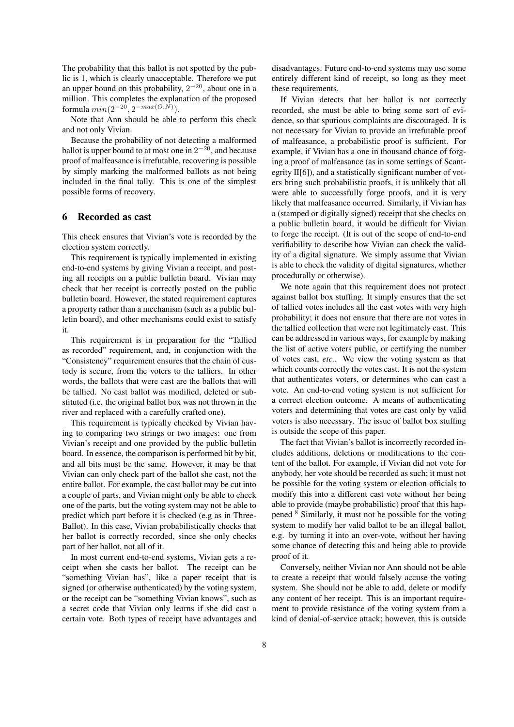The probability that this ballot is not spotted by the public is 1, which is clearly unacceptable. Therefore we put an upper bound on this probability, $2^{-20}$, about one in a million. This completes the explanation of the proposed formula $min(2^{-20}, 2^{-max(O,N)})$.

Note that Ann should be able to perform this check and not only Vivian.

Because the probability of not detecting a malformed ballot is upper bound to at most one in $2^{-20}$, and because proof of malfeasance is irrefutable, recovering is possible by simply marking the malformed ballots as not being included in the final tally. This is one of the simplest possible forms of recovery.

## 6 Recorded as cast

This check ensures that Vivian's vote is recorded by the election system correctly.

This requirement is typically implemented in existing end-to-end systems by giving Vivian a receipt, and posting all receipts on a public bulletin board. Vivian may check that her receipt is correctly posted on the public bulletin board. However, the stated requirement captures a property rather than a mechanism (such as a public bulletin board), and other mechanisms could exist to satisfy it.

This requirement is in preparation for the "Tallied as recorded" requirement, and, in conjunction with the "Consistency" requirement ensures that the chain of custody is secure, from the voters to the talliers. In other words, the ballots that were cast are the ballots that will be tallied. No cast ballot was modified, deleted or substituted (i.e. the original ballot box was not thrown in the river and replaced with a carefully crafted one).

This requirement is typically checked by Vivian having to comparing two strings or two images: one from Vivian's receipt and one provided by the public bulletin board. In essence, the comparison is performed bit by bit, and all bits must be the same. However, it may be that Vivian can only check part of the ballot she cast, not the entire ballot. For example, the cast ballot may be cut into a couple of parts, and Vivian might only be able to check one of the parts, but the voting system may not be able to predict which part before it is checked (e.g as in Three-Ballot). In this case, Vivian probabilistically checks that her ballot is correctly recorded, since she only checks part of her ballot, not all of it.

In most current end-to-end systems, Vivian gets a receipt when she casts her ballot. The receipt can be "something Vivian has", like a paper receipt that is signed (or otherwise authenticated) by the voting system, or the receipt can be "something Vivian knows", such as a secret code that Vivian only learns if she did cast a certain vote. Both types of receipt have advantages and disadvantages. Future end-to-end systems may use some entirely different kind of receipt, so long as they meet these requirements.

If Vivian detects that her ballot is not correctly recorded, she must be able to bring some sort of evidence, so that spurious complaints are discouraged. It is not necessary for Vivian to provide an irrefutable proof of malfeasance, a probabilistic proof is sufficient. For example, if Vivian has a one in thousand chance of forging a proof of malfeasance (as in some settings of Scantegrity II[6]), and a statistically significant number of voters bring such probabilistic proofs, it is unlikely that all were able to successfully forge proofs, and it is very likely that malfeasance occurred. Similarly, if Vivian has a (stamped or digitally signed) receipt that she checks on a public bulletin board, it would be difficult for Vivian to forge the receipt. (It is out of the scope of end-to-end verifiability to describe how Vivian can check the validity of a digital signature. We simply assume that Vivian is able to check the validity of digital signatures, whether procedurally or otherwise).

We note again that this requirement does not protect against ballot box stuffing. It simply ensures that the set of tallied votes includes all the cast votes with very high probability; it does not ensure that there are not votes in the tallied collection that were not legitimately cast. This can be addressed in various ways, for example by making the list of active voters public, or certifying the number of votes cast, *etc.*. We view the voting system as that which counts correctly the votes cast. It is not the system that authenticates voters, or determines who can cast a vote. An end-to-end voting system is not sufficient for a correct election outcome. A means of authenticating voters and determining that votes are cast only by valid voters is also necessary. The issue of ballot box stuffing is outside the scope of this paper.

The fact that Vivian's ballot is incorrectly recorded includes additions, deletions or modifications to the content of the ballot. For example, if Vivian did not vote for anybody, her vote should be recorded as such; it must not be possible for the voting system or election officials to modify this into a different cast vote without her being able to provide (maybe probabilistic) proof that this happened [8] Similarly, it must not be possible for the voting system to modify her valid ballot to be an illegal ballot, e.g. by turning it into an over-vote, without her having some chance of detecting this and being able to provide proof of it.

Conversely, neither Vivian nor Ann should not be able to create a receipt that would falsely accuse the voting system. She should not be able to add, delete or modify any content of her receipt. This is an important requirement to provide resistance of the voting system from a kind of denial-of-service attack; however, this is outside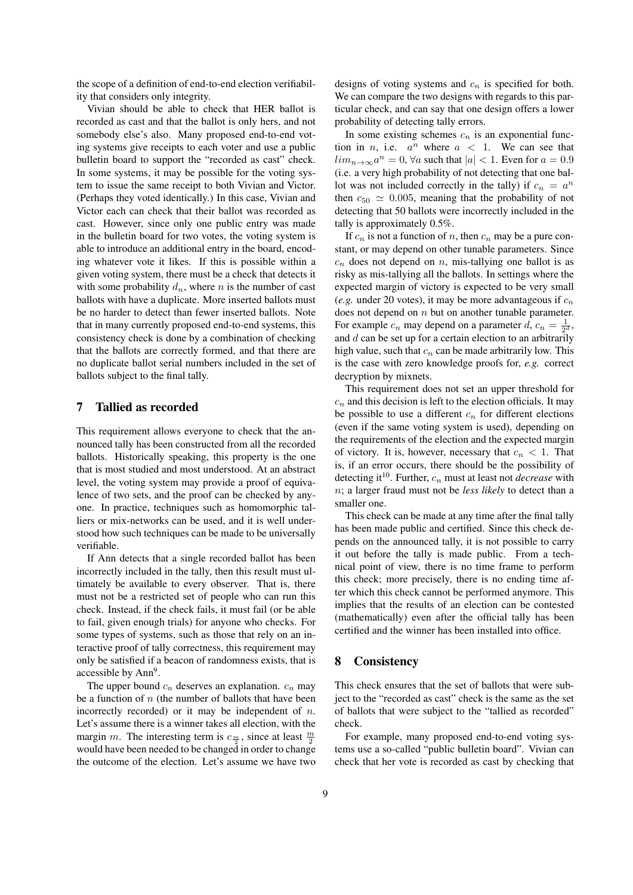the scope of a definition of end-to-end election verifiability that considers only integrity.

Vivian should be able to check that HER ballot is recorded as cast and that the ballot is only hers, and not somebody else's also. Many proposed end-to-end voting systems give receipts to each voter and use a public bulletin board to support the "recorded as cast" check. In some systems, it may be possible for the voting system to issue the same receipt to both Vivian and Victor. (Perhaps they voted identically.) In this case, Vivian and Victor each can check that their ballot was recorded as cast. However, since only one public entry was made in the bulletin board for two votes, the voting system is able to introduce an additional entry in the board, encoding whatever vote it likes. If this is possible within a given voting system, there must be a check that detects it with some probability $d_n$, where $n$ is the number of cast ballots with have a duplicate. More inserted ballots must be no harder to detect than fewer inserted ballots. Note that in many currently proposed end-to-end systems, this consistency check is done by a combination of checking that the ballots are correctly formed, and that there are no duplicate ballot serial numbers included in the set of ballots subject to the final tally.

## 7 Tallied as recorded

This requirement allows everyone to check that the announced tally has been constructed from all the recorded ballots. Historically speaking, this property is the one that is most studied and most understood. At an abstract level, the voting system may provide a proof of equivalence of two sets, and the proof can be checked by anyone. In practice, techniques such as homomorphic talliers or mix-networks can be used, and it is well understood how such techniques can be made to be universally verifiable.

If Ann detects that a single recorded ballot has been incorrectly included in the tally, then this result must ultimately be available to every observer. That is, there must not be a restricted set of people who can run this check. Instead, if the check fails, it must fail (or be able to fail, given enough trials) for anyone who checks. For some types of systems, such as those that rely on an interactive proof of tally correctness, this requirement may only be satisfied if a beacon of randomness exists, that is accessible by Ann[9].

The upper bound $c_n$ deserves an explanation. $c_n$ may be a function of $n$ (the number of ballots that have been incorrectly recorded) or it may be independent of $n$. Let's assume there is a winner takes all election, with the margin $m$. The interesting term is $c_{\frac{m}{2}}$, since at least $\frac{m}{2}$ would have been needed to be changed in order to change the outcome of the election. Let's assume we have two designs of voting systems and $c_n$ is specified for both. We can compare the two designs with regards to this particular check, and can say that one design offers a lower probability of detecting tally errors.

In some existing schemes $c_n$ is an exponential function in $n$, i.e. $a^n$ where $a < 1$. We can see that $lim_{n \to \infty} a^n = 0$, $\forall a$ such that $|a| < 1$. Even for $a = 0.9$ (i.e. a very high probability of not detecting that one ballot was not included correctly in the tally) if $c_n = a^n$ then $c_{50} \simeq 0.005$, meaning that the probability of not detecting that 50 ballots were incorrectly included in the tally is approximately 0.5%.

If $c_n$ is not a function of $n$, then $c_n$ may be a pure constant, or may depend on other tunable parameters. Since $c_n$ does not depend on $n$, mis-tallying one ballot is as risky as mis-tallying all the ballots. In settings where the expected margin of victory is expected to be very small (*e.g.* under 20 votes), it may be more advantageous if $c_n$ does not depend on $n$ but on another tunable parameter. For example $c_n$ may depend on a parameter $d$, $c_n = \frac{1}{2^d}$, and $d$ can be set up for a certain election to an arbitrarily high value, such that $c_n$ can be made arbitrarily low. This is the case with zero knowledge proofs for, *e.g.* correct decryption by mixnets.

This requirement does not set an upper threshold for $c_n$ and this decision is left to the election officials. It may be possible to use a different $c_n$ for different elections (even if the same voting system is used), depending on the requirements of the election and the expected margin of victory. It is, however, necessary that $c_n < 1$. That is, if an error occurs, there should be the possibility of detecting it[10]. Further, $c_n$ must at least not *decrease* with $n$; a larger fraud must not be *less likely* to detect than a smaller one.

This check can be made at any time after the final tally has been made public and certified. Since this check depends on the announced tally, it is not possible to carry it out before the tally is made public. From a technical point of view, there is no time frame to perform this check; more precisely, there is no ending time after which this check cannot be performed anymore. This implies that the results of an election can be contested (mathematically) even after the official tally has been certified and the winner has been installed into office.

## 8 Consistency

This check ensures that the set of ballots that were subject to the "recorded as cast" check is the same as the set of ballots that were subject to the "tallied as recorded" check.

For example, many proposed end-to-end voting systems use a so-called "public bulletin board". Vivian can check that her vote is recorded as cast by checking that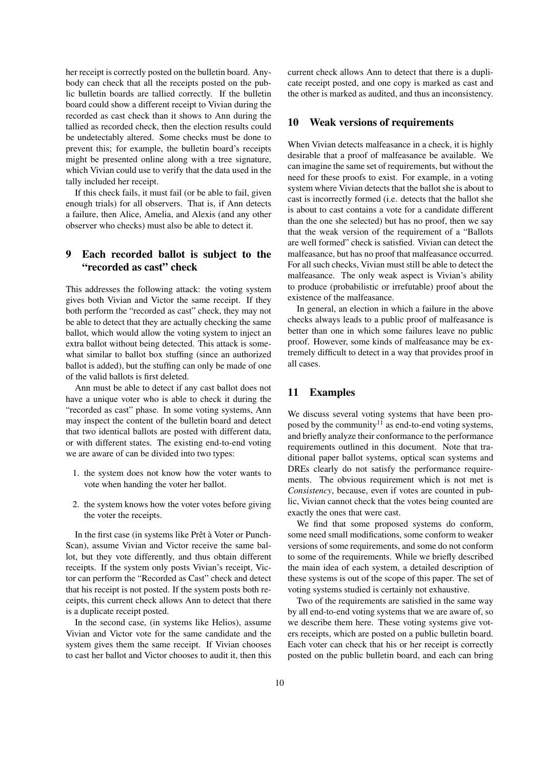her receipt is correctly posted on the bulletin board. Anybody can check that all the receipts posted on the public bulletin boards are tallied correctly. If the bulletin board could show a different receipt to Vivian during the recorded as cast check than it shows to Ann during the tallied as recorded check, then the election results could be undetectably altered. Some checks must be done to prevent this; for example, the bulletin board's receipts might be presented online along with a tree signature, which Vivian could use to verify that the data used in the tally included her receipt.

If this check fails, it must fail (or be able to fail, given enough trials) for all observers. That is, if Ann detects a failure, then Alice, Amelia, and Alexis (and any other observer who checks) must also be able to detect it.

## 9 Each recorded ballot is subject to the "recorded as cast" check

This addresses the following attack: the voting system gives both Vivian and Victor the same receipt. If they both perform the "recorded as cast" check, they may not be able to detect that they are actually checking the same ballot, which would allow the voting system to inject an extra ballot without being detected. This attack is somewhat similar to ballot box stuffing (since an authorized ballot is added), but the stuffing can only be made of one of the valid ballots is first deleted.

Ann must be able to detect if any cast ballot does not have a unique voter who is able to check it during the "recorded as cast" phase. In some voting systems, Ann may inspect the content of the bulletin board and detect that two identical ballots are posted with different data, or with different states. The existing end-to-end voting we are aware of can be divided into two types:

1. the system does not know how the voter wants to vote when handing the voter her ballot.
2. the system knows how the voter votes before giving the voter the receipts.

In the first case (in systems like Prêt à Voter or PunchScan), assume Vivian and Victor receive the same ballot, but they vote differently, and thus obtain different receipts. If the system only posts Vivian's receipt, Victor can perform the "Recorded as Cast" check and detect that his receipt is not posted. If the system posts both receipts, this current check allows Ann to detect that there is a duplicate receipt posted.

In the second case, (in systems like Helios), assume Vivian and Victor vote for the same candidate and the system gives them the same receipt. If Vivian chooses to cast her ballot and Victor chooses to audit it, then this current check allows Ann to detect that there is a duplicate receipt posted, and one copy is marked as cast and the other is marked as audited, and thus an inconsistency.

## 10 Weak versions of requirements

When Vivian detects malfeasance in a check, it is highly desirable that a proof of malfeasance be available. We can imagine the same set of requirements, but without the need for these proofs to exist. For example, in a voting system where Vivian detects that the ballot she is about to cast is incorrectly formed (i.e. detects that the ballot she is about to cast contains a vote for a candidate different than the one she selected) but has no proof, then we say that the weak version of the requirement of a "Ballots are well formed" check is satisfied. Vivian can detect the malfeasance, but has no proof that malfeasance occurred. For all such checks, Vivian must still be able to detect the malfeasance. The only weak aspect is Vivian's ability to produce (probabilistic or irrefutable) proof about the existence of the malfeasance.

In general, an election in which a failure in the above checks always leads to a public proof of malfeasance is better than one in which some failures leave no public proof. However, some kinds of malfeasance may be extremely difficult to detect in a way that provides proof in all cases.

## 11 Examples

We discuss several voting systems that have been proposed by the community[11] as end-to-end voting systems, and briefly analyze their conformance to the performance requirements outlined in this document. Note that traditional paper ballot systems, optical scan systems and DREs clearly do not satisfy the performance requirements. The obvious requirement which is not met is *Consistency*, because, even if votes are counted in public, Vivian cannot check that the votes being counted are exactly the ones that were cast.

We find that some proposed systems do conform, some need small modifications, some conform to weaker versions of some requirements, and some do not conform to some of the requirements. While we briefly described the main idea of each system, a detailed description of these systems is out of the scope of this paper. The set of voting systems studied is certainly not exhaustive.

Two of the requirements are satisfied in the same way by all end-to-end voting systems that we are aware of, so we describe them here. These voting systems give voters receipts, which are posted on a public bulletin board. Each voter can check that his or her receipt is correctly posted on the public bulletin board, and each can bring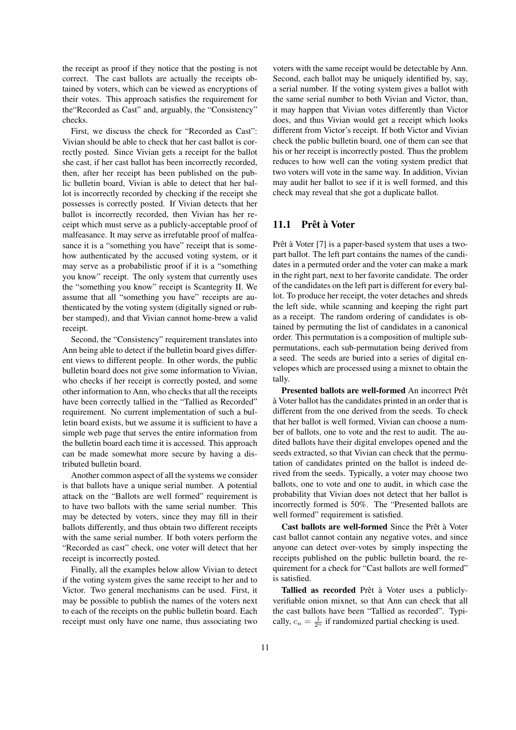the receipt as proof if they notice that the posting is not correct. The cast ballots are actually the receipts obtained by voters, which can be viewed as encryptions of their votes. This approach satisfies the requirement for the"Recorded as Cast" and, arguably, the "Consistency" checks.

First, we discuss the check for "Recorded as Cast": Vivian should be able to check that her cast ballot is correctly posted. Since Vivian gets a receipt for the ballot she cast, if her cast ballot has been incorrectly recorded, then, after her receipt has been published on the public bulletin board, Vivian is able to detect that her ballot is incorrectly recorded by checking if the receipt she possesses is correctly posted. If Vivian detects that her ballot is incorrectly recorded, then Vivian has her receipt which must serve as a publicly-acceptable proof of malfeasance. It may serve as irrefutable proof of malfeasance it is a "something you have" receipt that is somehow authenticated by the accused voting system, or it may serve as a probabilistic proof if it is a "something you know" receipt. The only system that currently uses the "something you know" receipt is Scantegrity II. We assume that all "something you have" receipts are authenticated by the voting system (digitally signed or rubber stamped), and that Vivian cannot home-brew a valid receipt.

Second, the "Consistency" requirement translates into Ann being able to detect if the bulletin board gives different views to different people. In other words, the public bulletin board does not give some information to Vivian, who checks if her receipt is correctly posted, and some other information to Ann, who checks that all the receipts have been correctly tallied in the "Tallied as Recorded" requirement. No current implementation of such a bulletin board exists, but we assume it is sufficient to have a simple web page that serves the entire information from the bulletin board each time it is accessed. This approach can be made somewhat more secure by having a distributed bulletin board.

Another common aspect of all the systems we consider is that ballots have a unique serial number. A potential attack on the "Ballots are well formed" requirement is to have two ballots with the same serial number. This may be detected by voters, since they may fill in their ballots differently, and thus obtain two different receipts with the same serial number. If both voters perform the "Recorded as cast" check, one voter will detect that her receipt is incorrectly posted.

Finally, all the examples below allow Vivian to detect if the voting system gives the same receipt to her and to Victor. Two general mechanisms can be used. First, it may be possible to publish the names of the voters next to each of the receipts on the public bulletin board. Each receipt must only have one name, thus associating two voters with the same receipt would be detectable by Ann. Second, each ballot may be uniquely identified by, say, a serial number. If the voting system gives a ballot with the same serial number to both Vivian and Victor, than, it may happen that Vivian votes differently than Victor does, and thus Vivian would get a receipt which looks different from Victor's receipt. If both Victor and Vivian check the public bulletin board, one of them can see that his or her receipt is incorrectly posted. Thus the problem reduces to how well can the voting system predict that two voters will vote in the same way. In addition, Vivian may audit her ballot to see if it is well formed, and this check may reveal that she got a duplicate ballot.

## 11.1 Prêt à Voter

Prêt à Voter [7] is a paper-based system that uses a two-part ballot. The left part contains the names of the candidates in a permuted order and the voter can make a mark in the right part, next to her favorite candidate. The order of the candidates on the left part is different for every ballot. To produce her receipt, the voter detaches and shreds the left side, while scanning and keeping the right part as a receipt. The random ordering of candidates is obtained by permuting the list of candidates in a canonical order. This permutation is a composition of multiple sub-permutations, each sub-permutation being derived from a seed. The seeds are buried into a series of digital envelopes which are processed using a mixnet to obtain the tally.

**Presented ballots are well-formed** An incorrect Prêt à Voter ballot has the candidates printed in an order that is different from the one derived from the seeds. To check that her ballot is well formed, Vivian can choose a number of ballots, one to vote and the rest to audit. The audited ballots have their digital envelopes opened and the seeds extracted, so that Vivian can check that the permutation of candidates printed on the ballot is indeed derived from the seeds. Typically, a voter may choose two ballots, one to vote and one to audit, in which case the probability that Vivian does not detect that her ballot is incorrectly formed is 50%. The "Presented ballots are well formed" requirement is satisfied.

**Cast ballots are well-formed** Since the Prêt à Voter cast ballot cannot contain any negative votes, and since anyone can detect over-votes by simply inspecting the receipts published on the public bulletin board, the requirement for a check for "Cast ballots are well formed" is satisfied.

**Tallied as recorded** Prêt à Voter uses a publicly-verifiable onion mixnet, so that Ann can check that all the cast ballots have been "Tallied as recorded". Typically, $c_n = \frac{1}{2^n}$ if randomized partial checking is used.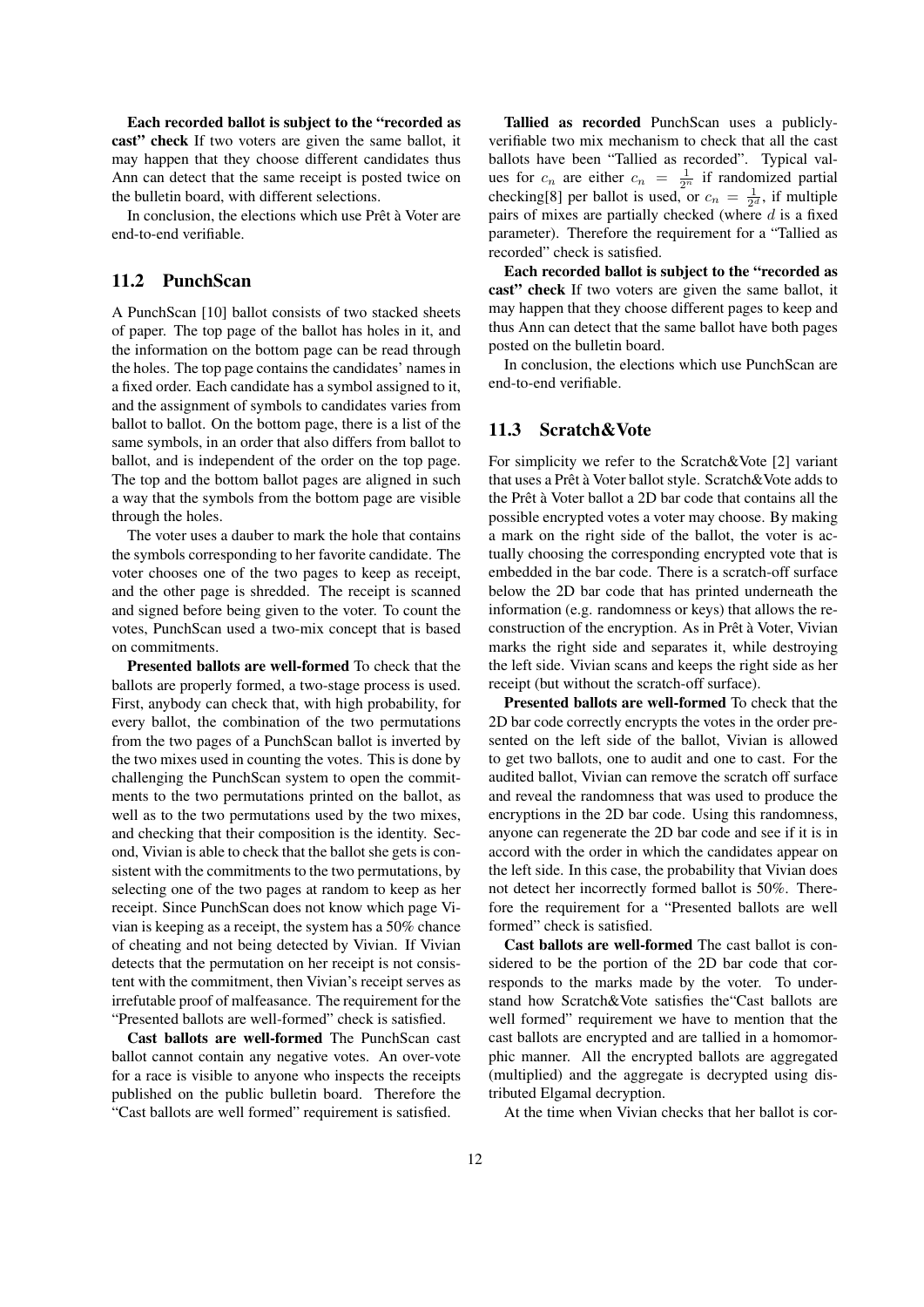**Each recorded ballot is subject to the "recorded as cast" check** If two voters are given the same ballot, it may happen that they choose different candidates thus Ann can detect that the same receipt is posted twice on the bulletin board, with different selections.

In conclusion, the elections which use Prêt à Voter are end-to-end verifiable.

## 11.2 PunchScan

A PunchScan [10] ballot consists of two stacked sheets of paper. The top page of the ballot has holes in it, and the information on the bottom page can be read through the holes. The top page contains the candidates' names in a fixed order. Each candidate has a symbol assigned to it, and the assignment of symbols to candidates varies from ballot to ballot. On the bottom page, there is a list of the same symbols, in an order that also differs from ballot to ballot, and is independent of the order on the top page. The top and the bottom ballot pages are aligned in such a way that the symbols from the bottom page are visible through the holes.

The voter uses a dauber to mark the hole that contains the symbols corresponding to her favorite candidate. The voter chooses one of the two pages to keep as receipt, and the other page is shredded. The receipt is scanned and signed before being given to the voter. To count the votes, PunchScan used a two-mix concept that is based on commitments.

**Presented ballots are well-formed** To check that the ballots are properly formed, a two-stage process is used. First, anybody can check that, with high probability, for every ballot, the combination of the two permutations from the two pages of a PunchScan ballot is inverted by the two mixes used in counting the votes. This is done by challenging the PunchScan system to open the commitments to the two permutations printed on the ballot, as well as to the two permutations used by the two mixes, and checking that their composition is the identity. Second, Vivian is able to check that the ballot she gets is consistent with the commitments to the two permutations, by selecting one of the two pages at random to keep as her receipt. Since PunchScan does not know which page Vivian is keeping as a receipt, the system has a 50% chance of cheating and not being detected by Vivian. If Vivian detects that the permutation on her receipt is not consistent with the commitment, then Vivian's receipt serves as irrefutable proof of malfeasance. The requirement for the "Presented ballots are well-formed" check is satisfied.

**Cast ballots are well-formed** The PunchScan cast ballot cannot contain any negative votes. An over-vote for a race is visible to anyone who inspects the receipts published on the public bulletin board. Therefore the "Cast ballots are well formed" requirement is satisfied.

**Tallied as recorded** PunchScan uses a publicly-verifiable two mix mechanism to check that all the cast ballots have been "Tallied as recorded". Typical values for $c_n$ are either $c_n = \frac{1}{2^n}$ if randomized partial checking[8] per ballot is used, or $c_n = \frac{1}{2^d}$, if multiple pairs of mixes are partially checked (where $d$ is a fixed parameter). Therefore the requirement for a "Tallied as recorded" check is satisfied.

**Each recorded ballot is subject to the "recorded as cast" check** If two voters are given the same ballot, it may happen that they choose different pages to keep and thus Ann can detect that the same ballot have both pages posted on the bulletin board.

In conclusion, the elections which use PunchScan are end-to-end verifiable.

## 11.3 Scratch&Vote

For simplicity we refer to the Scratch&Vote [2] variant that uses a Prêt à Voter ballot style. Scratch&Vote adds to the Prêt à Voter ballot a 2D bar code that contains all the possible encrypted votes a voter may choose. By making a mark on the right side of the ballot, the voter is actually choosing the corresponding encrypted vote that is embedded in the bar code. There is a scratch-off surface below the 2D bar code that has printed underneath the information (e.g. randomness or keys) that allows the reconstruction of the encryption. As in Prêt à Voter, Vivian marks the right side and separates it, while destroying the left side. Vivian scans and keeps the right side as her receipt (but without the scratch-off surface).

**Presented ballots are well-formed** To check that the 2D bar code correctly encrypts the votes in the order presented on the left side of the ballot, Vivian is allowed to get two ballots, one to audit and one to cast. For the audited ballot, Vivian can remove the scratch off surface and reveal the randomness that was used to produce the encryptions in the 2D bar code. Using this randomness, anyone can regenerate the 2D bar code and see if it is in accord with the order in which the candidates appear on the left side. In this case, the probability that Vivian does not detect her incorrectly formed ballot is 50%. Therefore the requirement for a "Presented ballots are well formed" check is satisfied.

**Cast ballots are well-formed** The cast ballot is considered to be the portion of the 2D bar code that corresponds to the marks made by the voter. To understand how Scratch&Vote satisfies the"Cast ballots are well formed" requirement we have to mention that the cast ballots are encrypted and are tallied in a homomorphic manner. All the encrypted ballots are aggregated (multiplied) and the aggregate is decrypted using distributed Elgamal decryption.

At the time when Vivian checks that her ballot is cor-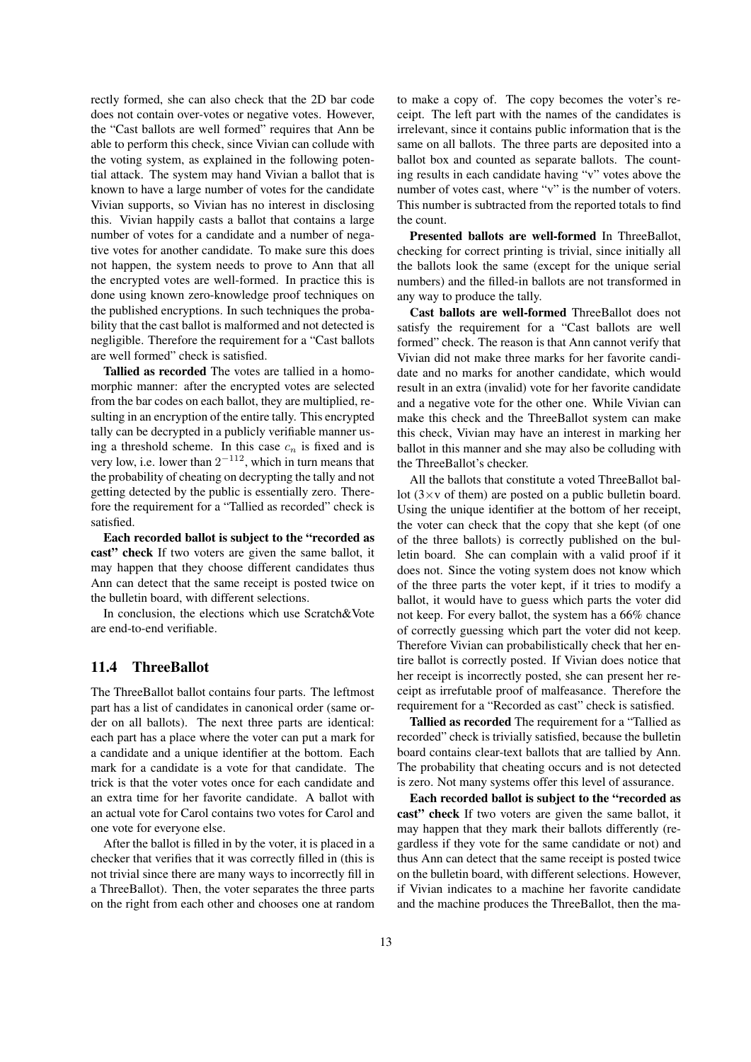rectly formed, she can also check that the 2D bar code does not contain over-votes or negative votes. However, the "Cast ballots are well formed" requires that Ann be able to perform this check, since Vivian can collude with the voting system, as explained in the following potential attack. The system may hand Vivian a ballot that is known to have a large number of votes for the candidate Vivian supports, so Vivian has no interest in disclosing this. Vivian happily casts a ballot that contains a large number of votes for a candidate and a number of negative votes for another candidate. To make sure this does not happen, the system needs to prove to Ann that all the encrypted votes are well-formed. In practice this is done using known zero-knowledge proof techniques on the published encryptions. In such techniques the probability that the cast ballot is malformed and not detected is negligible. Therefore the requirement for a "Cast ballots are well formed" check is satisfied.

**Tallied as recorded** The votes are tallied in a homomorphic manner: after the encrypted votes are selected from the bar codes on each ballot, they are multiplied, resulting in an encryption of the entire tally. This encrypted tally can be decrypted in a publicly verifiable manner using a threshold scheme. In this case $c_n$ is fixed and is very low, i.e. lower than $2^{-112}$, which in turn means that the probability of cheating on decrypting the tally and not getting detected by the public is essentially zero. Therefore the requirement for a "Tallied as recorded" check is satisfied.

**Each recorded ballot is subject to the "recorded as cast" check** If two voters are given the same ballot, it may happen that they choose different candidates thus Ann can detect that the same receipt is posted twice on the bulletin board, with different selections.

In conclusion, the elections which use Scratch&Vote are end-to-end verifiable.

## 11.4 ThreeBallot

The ThreeBallot ballot contains four parts. The leftmost part has a list of candidates in canonical order (same order on all ballots). The next three parts are identical: each part has a place where the voter can put a mark for a candidate and a unique identifier at the bottom. Each mark for a candidate is a vote for that candidate. The trick is that the voter votes once for each candidate and an extra time for her favorite candidate. A ballot with an actual vote for Carol contains two votes for Carol and one vote for everyone else.

After the ballot is filled in by the voter, it is placed in a checker that verifies that it was correctly filled in (this is not trivial since there are many ways to incorrectly fill in a ThreeBallot). Then, the voter separates the three parts on the right from each other and chooses one at random to make a copy of. The copy becomes the voter's receipt. The left part with the names of the candidates is irrelevant, since it contains public information that is the same on all ballots. The three parts are deposited into a ballot box and counted as separate ballots. The counting results in each candidate having "v" votes above the number of votes cast, where "v" is the number of voters. This number is subtracted from the reported totals to find the count.

**Presented ballots are well-formed** In ThreeBallot, checking for correct printing is trivial, since initially all the ballots look the same (except for the unique serial numbers) and the filled-in ballots are not transformed in any way to produce the tally.

**Cast ballots are well-formed** ThreeBallot does not satisfy the requirement for a "Cast ballots are well formed" check. The reason is that Ann cannot verify that Vivian did not make three marks for her favorite candidate and no marks for another candidate, which would result in an extra (invalid) vote for her favorite candidate and a negative vote for the other one. While Vivian can make this check and the ThreeBallot system can make this check, Vivian may have an interest in marking her ballot in this manner and she may also be colluding with the ThreeBallot's checker.

All the ballots that constitute a voted ThreeBallot ballot ($3\times$v of them) are posted on a public bulletin board. Using the unique identifier at the bottom of her receipt, the voter can check that the copy that she kept (of one of the three ballots) is correctly published on the bulletin board. She can complain with a valid proof if it does not. Since the voting system does not know which of the three parts the voter kept, if it tries to modify a ballot, it would have to guess which parts the voter did not keep. For every ballot, the system has a 66% chance of correctly guessing which part the voter did not keep. Therefore Vivian can probabilistically check that her entire ballot is correctly posted. If Vivian does notice that her receipt is incorrectly posted, she can present her receipt as irrefutable proof of malfeasance. Therefore the requirement for a "Recorded as cast" check is satisfied.

**Tallied as recorded** The requirement for a "Tallied as recorded" check is trivially satisfied, because the bulletin board contains clear-text ballots that are tallied by Ann. The probability that cheating occurs and is not detected is zero. Not many systems offer this level of assurance.

**Each recorded ballot is subject to the "recorded as cast" check** If two voters are given the same ballot, it may happen that they mark their ballots differently (regardless if they vote for the same candidate or not) and thus Ann can detect that the same receipt is posted twice on the bulletin board, with different selections. However, if Vivian indicates to a machine her favorite candidate and the machine produces the ThreeBallot, then the ma-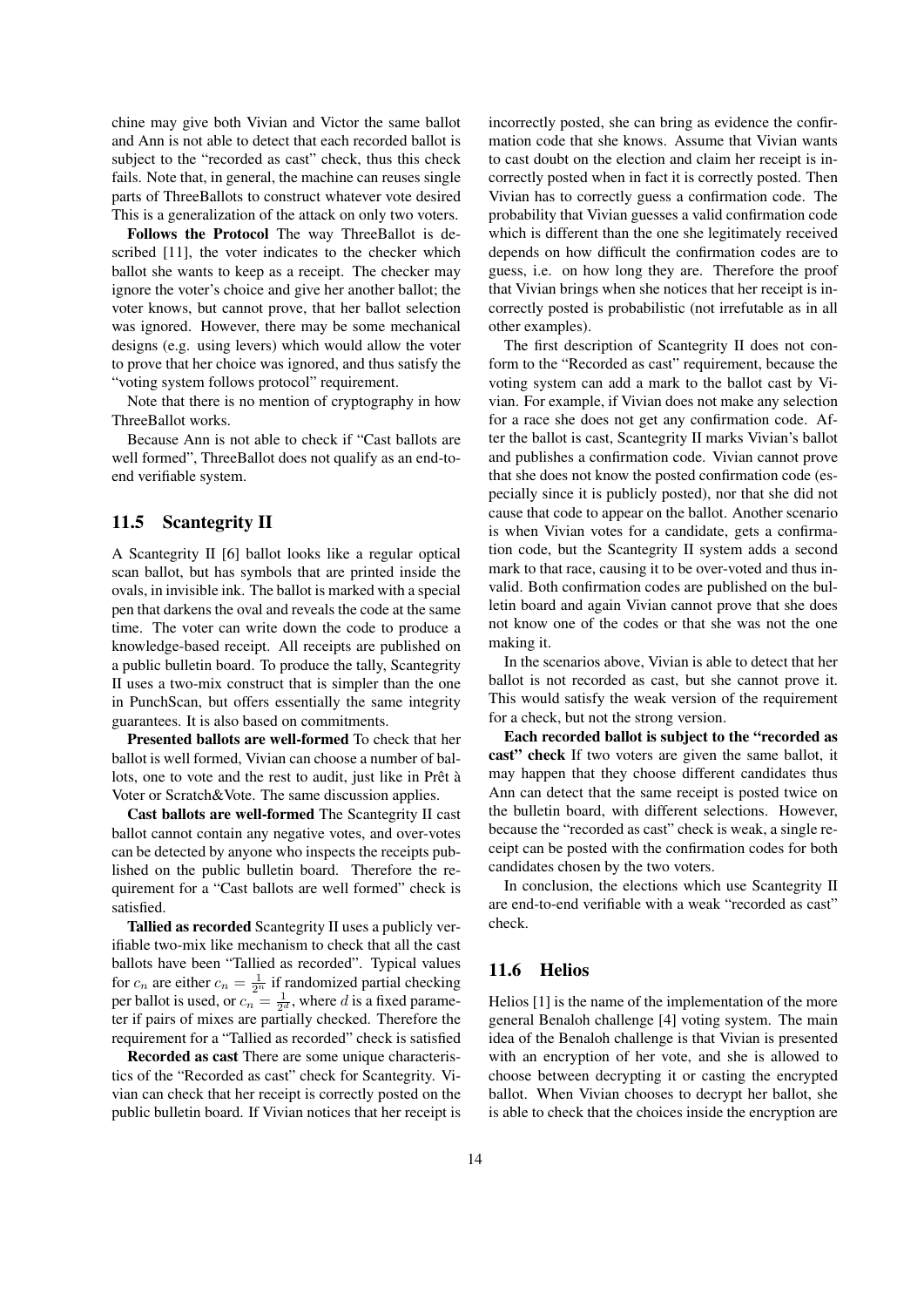chine may give both Vivian and Victor the same ballot and Ann is not able to detect that each recorded ballot is subject to the "recorded as cast" check, thus this check fails. Note that, in general, the machine can reuses single parts of ThreeBallots to construct whatever vote desired This is a generalization of the attack on only two voters.

**Follows the Protocol** The way ThreeBallot is described [11], the voter indicates to the checker which ballot she wants to keep as a receipt. The checker may ignore the voter's choice and give her another ballot; the voter knows, but cannot prove, that her ballot selection was ignored. However, there may be some mechanical designs (e.g. using levers) which would allow the voter to prove that her choice was ignored, and thus satisfy the "voting system follows protocol" requirement.

Note that there is no mention of cryptography in how ThreeBallot works.

Because Ann is not able to check if "Cast ballots are well formed", ThreeBallot does not qualify as an end-to-end verifiable system.

## 11.5 Scantegrity II

A Scantegrity II [6] ballot looks like a regular optical scan ballot, but has symbols that are printed inside the ovals, in invisible ink. The ballot is marked with a special pen that darkens the oval and reveals the code at the same time. The voter can write down the code to produce a knowledge-based receipt. All receipts are published on a public bulletin board. To produce the tally, Scantegrity II uses a two-mix construct that is simpler than the one in PunchScan, but offers essentially the same integrity guarantees. It is also based on commitments.

**Presented ballots are well-formed** To check that her ballot is well formed, Vivian can choose a number of ballots, one to vote and the rest to audit, just like in Prêt à Voter or Scratch&Vote. The same discussion applies.

**Cast ballots are well-formed** The Scantegrity II cast ballot cannot contain any negative votes, and over-votes can be detected by anyone who inspects the receipts published on the public bulletin board. Therefore the requirement for a "Cast ballots are well formed" check is satisfied.

**Tallied as recorded** Scantegrity II uses a publicly verifiable two-mix like mechanism to check that all the cast ballots have been "Tallied as recorded". Typical values for $c_n$ are either $c_n = \frac{1}{2^n}$ if randomized partial checking per ballot is used, or $c_n = \frac{1}{2^d}$, where $d$ is a fixed parameter if pairs of mixes are partially checked. Therefore the requirement for a "Tallied as recorded" check is satisfied

**Recorded as cast** There are some unique characteristics of the "Recorded as cast" check for Scantegrity. Vivian can check that her receipt is correctly posted on the public bulletin board. If Vivian notices that her receipt is incorrectly posted, she can bring as evidence the confirmation code that she knows. Assume that Vivian wants to cast doubt on the election and claim her receipt is incorrectly posted when in fact it is correctly posted. Then Vivian has to correctly guess a confirmation code. The probability that Vivian guesses a valid confirmation code which is different than the one she legitimately received depends on how difficult the confirmation codes are to guess, i.e. on how long they are. Therefore the proof that Vivian brings when she notices that her receipt is incorrectly posted is probabilistic (not irrefutable as in all other examples).

The first description of Scantegrity II does not conform to the "Recorded as cast" requirement, because the voting system can add a mark to the ballot cast by Vivian. For example, if Vivian does not make any selection for a race she does not get any confirmation code. After the ballot is cast, Scantegrity II marks Vivian's ballot and publishes a confirmation code. Vivian cannot prove that she does not know the posted confirmation code (especially since it is publicly posted), nor that she did not cause that code to appear on the ballot. Another scenario is when Vivian votes for a candidate, gets a confirmation code, but the Scantegrity II system adds a second mark to that race, causing it to be over-voted and thus invalid. Both confirmation codes are published on the bulletin board and again Vivian cannot prove that she does not know one of the codes or that she was not the one making it.

In the scenarios above, Vivian is able to detect that her ballot is not recorded as cast, but she cannot prove it. This would satisfy the weak version of the requirement for a check, but not the strong version.

**Each recorded ballot is subject to the "recorded as cast" check** If two voters are given the same ballot, it may happen that they choose different candidates thus Ann can detect that the same receipt is posted twice on the bulletin board, with different selections. However, because the "recorded as cast" check is weak, a single receipt can be posted with the confirmation codes for both candidates chosen by the two voters.

In conclusion, the elections which use Scantegrity II are end-to-end verifiable with a weak "recorded as cast" check.

## 11.6 Helios

Helios [1] is the name of the implementation of the more general Benaloh challenge [4] voting system. The main idea of the Benaloh challenge is that Vivian is presented with an encryption of her vote, and she is allowed to choose between decrypting it or casting the encrypted ballot. When Vivian chooses to decrypt her ballot, she is able to check that the choices inside the encryption are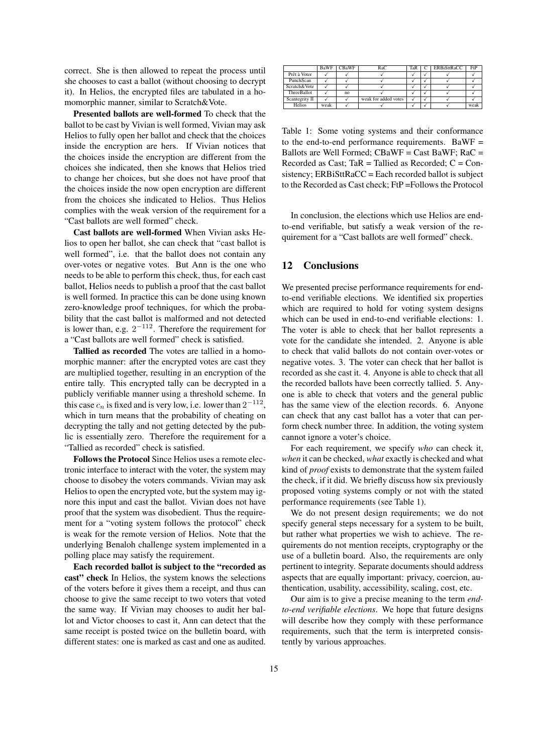correct. She is then allowed to repeat the process until she chooses to cast a ballot (without choosing to decrypt it). In Helios, the encrypted files are tabulated in a homomorphic manner, similar to Scratch&Vote.

**Presented ballots are well-formed** To check that the ballot to be cast by Vivian is well formed, Vivian may ask Helios to fully open her ballot and check that the choices inside the encryption are hers. If Vivian notices that the choices inside the encryption are different from the choices she indicated, then she knows that Helios tried to change her choices, but she does not have proof that the choices inside the now open encryption are different from the choices she indicated to Helios. Thus Helios complies with the weak version of the requirement for a "Cast ballots are well formed" check.

**Cast ballots are well-formed** When Vivian asks Helios to open her ballot, she can check that "cast ballot is well formed", i.e. that the ballot does not contain any over-votes or negative votes. But Ann is the one who needs to be able to perform this check, thus, for each cast ballot, Helios needs to publish a proof that the cast ballot is well formed. In practice this can be done using known zero-knowledge proof techniques, for which the probability that the cast ballot is malformed and not detected is lower than, e.g. $2^{-112}$. Therefore the requirement for a "Cast ballots are well formed" check is satisfied.

**Tallied as recorded** The votes are tallied in a homomorphic manner: after the encrypted votes are cast they are multiplied together, resulting in an encryption of the entire tally. This encrypted tally can be decrypted in a publicly verifiable manner using a threshold scheme. In this case $c_n$ is fixed and is very low, i.e. lower than $2^{-112}$, which in turn means that the probability of cheating on decrypting the tally and not getting detected by the public is essentially zero. Therefore the requirement for a "Tallied as recorded" check is satisfied.

**Follows the Protocol** Since Helios uses a remote electronic interface to interact with the voter, the system may choose to disobey the voters commands. Vivian may ask Helios to open the encrypted vote, but the system may ignore this input and cast the ballot. Vivian does not have proof that the system was disobedient. Thus the requirement for a "voting system follows the protocol" check is weak for the remote version of Helios. Note that the underlying Benaloh challenge system implemented in a polling place may satisfy the requirement.

**Each recorded ballot is subject to the "recorded as cast" check** In Helios, the system knows the selections of the voters before it gives them a receipt, and thus can choose to give the same receipt to two voters that voted the same way. If Vivian may chooses to audit her ballot and Victor chooses to cast it, Ann can detect that the same receipt is posted twice on the bulletin board, with different states: one is marked as cast and one as audited.

| | BaWF | CBaWF | RaC | TaR | C | ERBiSttRaCC | FtP |
|---|---|---|---|---|---|---|---|
| Prêt à Voter | ✓ | ✓ | ✓ | ✓ | ✓ | ✓ | ✓ |
| PunchScan | ✓ | ✓ | ✓ | ✓ | ✓ | ✓ | ✓ |
| Scratch&Vote | ✓ | ✓ | ✓ | ✓ | ✓ | ✓ | ✓ |
| ThreeBallot | ✓ | no | ✓ | ✓ | ✓ | ✓ | ✓ |
| Scantegrity II | ✓ | ✓ | weak for added votes | ✓ | ✓ | ✓ | ✓ |
| Helios | weak | ✓ | ✓ | ✓ | ✓ | ✓ | weak |

Table 1: Some voting systems and their conformance to the end-to-end performance requirements. BaWF = Ballots are Well Formed; CBaWF = Cast BaWF; RaC = Recorded as Cast; TaR = Tallied as Recorded; C = Consistency; ERBiSttRaCC = Each recorded ballot is subject to the Recorded as Cast check; FtP =Follows the Protocol

In conclusion, the elections which use Helios are end-to-end verifiable, but satisfy a weak version of the requirement for a "Cast ballots are well formed" check.

## 12 Conclusions

We presented precise performance requirements for end-to-end verifiable elections. We identified six properties which are required to hold for voting system designs which can be used in end-to-end verifiable elections: 1. The voter is able to check that her ballot represents a vote for the candidate she intended. 2. Anyone is able to check that valid ballots do not contain over-votes or negative votes. 3. The voter can check that her ballot is recorded as she cast it. 4. Anyone is able to check that all the recorded ballots have been correctly tallied. 5. Anyone is able to check that voters and the general public has the same view of the election records. 6. Anyone can check that any cast ballot has a voter that can perform check number three. In addition, the voting system cannot ignore a voter's choice.

For each requirement, we specify *who* can check it, *when* it can be checked, *what* exactly is checked and what kind of *proof* exists to demonstrate that the system failed the check, if it did. We briefly discuss how six previously proposed voting systems comply or not with the stated performance requirements (see Table 1).

We do not present design requirements; we do not specify general steps necessary for a system to be built, but rather what properties we wish to achieve. The requirements do not mention receipts, cryptography or the use of a bulletin board. Also, the requirements are only pertinent to integrity. Separate documents should address aspects that are equally important: privacy, coercion, authentication, usability, accessibility, scaling, cost, etc.

Our aim is to give a precise meaning to the term *end-to-end verifiable elections*. We hope that future designs will describe how they comply with these performance requirements, such that the term is interpreted consistently by various approaches.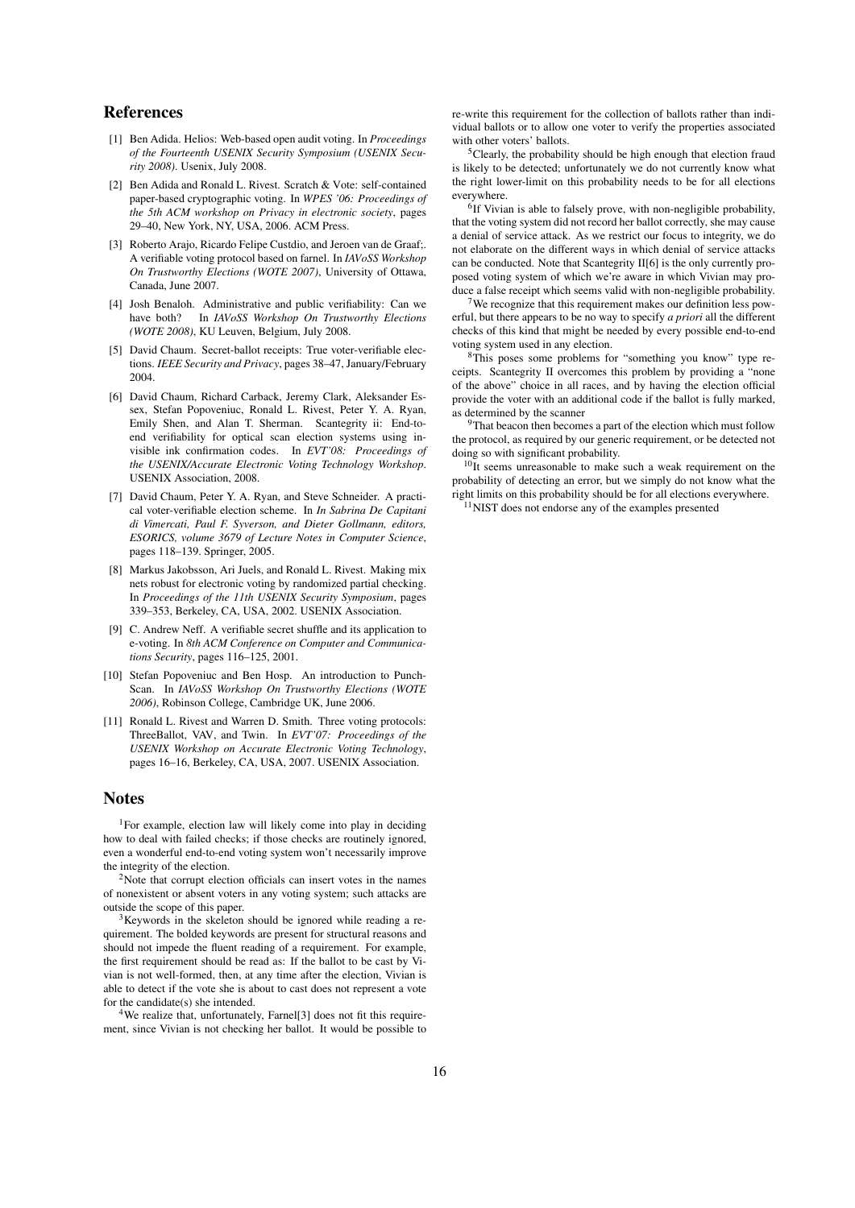## References

[1] Ben Adida. Helios: Web-based open audit voting. In *Proceedings of the Fourteenth USENIX Security Symposium (USENIX Security 2008)*. Usenix, July 2008.

[2] Ben Adida and Ronald L. Rivest. Scratch & Vote: self-contained paper-based cryptographic voting. In *WPES '06: Proceedings of the 5th ACM workshop on Privacy in electronic society*, pages 29–40, New York, NY, USA, 2006. ACM Press.

[3] Roberto Arajo, Ricardo Felipe Custdio, and Jeroen van de Graaf;. A verifiable voting protocol based on farnel. In *IAVoSS Workshop On Trustworthy Elections (WOTE 2007)*, University of Ottawa, Canada, June 2007.

[4] Josh Benaloh. Administrative and public verifiability: Can we have both? In *IAVoSS Workshop On Trustworthy Elections (WOTE 2008)*, KU Leuven, Belgium, July 2008.

[5] David Chaum. Secret-ballot receipts: True voter-verifiable elections. *IEEE Security and Privacy*, pages 38–47, January/February 2004.

[6] David Chaum, Richard Carback, Jeremy Clark, Aleksander Essex, Stefan Popoveniuc, Ronald L. Rivest, Peter Y. A. Ryan, Emily Shen, and Alan T. Sherman. Scantegrity ii: End-to-end verifiability for optical scan election systems using invisible ink confirmation codes. In *EVT'08: Proceedings of the USENIX/Accurate Electronic Voting Technology Workshop*. USENIX Association, 2008.

[7] David Chaum, Peter Y. A. Ryan, and Steve Schneider. A practical voter-verifiable election scheme. In *In Sabrina De Capitani di Vimercati, Paul F. Syverson, and Dieter Gollmann, editors, ESORICS, volume 3679 of Lecture Notes in Computer Science*, pages 118–139. Springer, 2005.

[8] Markus Jakobsson, Ari Juels, and Ronald L. Rivest. Making mix nets robust for electronic voting by randomized partial checking. In *Proceedings of the 11th USENIX Security Symposium*, pages 339–353, Berkeley, CA, USA, 2002. USENIX Association.

[9] C. Andrew Neff. A verifiable secret shuffle and its application to e-voting. In *8th ACM Conference on Computer and Communications Security*, pages 116–125, 2001.

[10] Stefan Popoveniuc and Ben Hosp. An introduction to Punch-Scan. In *IAVoSS Workshop On Trustworthy Elections (WOTE 2006)*, Robinson College, Cambridge UK, June 2006.

[11] Ronald L. Rivest and Warren D. Smith. Three voting protocols: ThreeBallot, VAV, and Twin. In *EVT'07: Proceedings of the USENIX Workshop on Accurate Electronic Voting Technology*, pages 16–16, Berkeley, CA, USA, 2007. USENIX Association.

## Notes

[1] For example, election law will likely come into play in deciding how to deal with failed checks; if those checks are routinely ignored, even a wonderful end-to-end voting system won't necessarily improve the integrity of the election.

[2] Note that corrupt election officials can insert votes in the names of nonexistent or absent voters in any voting system; such attacks are outside the scope of this paper.

[3] Keywords in the skeleton should be ignored while reading a requirement. The bolded keywords are present for structural reasons and should not impede the fluent reading of a requirement. For example, the first requirement should be read as: If the ballot to be cast by Vivian is not well-formed, then, at any time after the election, Vivian is able to detect if the vote she is about to cast does not represent a vote for the candidate(s) she intended.

[4] We realize that, unfortunately, Farnel[3] does not fit this requirement, since Vivian is not checking her ballot. It would be possible to re-write this requirement for the collection of ballots rather than individual ballots or to allow one voter to verify the properties associated with other voters' ballots.

[5] Clearly, the probability should be high enough that election fraud is likely to be detected; unfortunately we do not currently know what the right lower-limit on this probability needs to be for all elections everywhere.

[6] If Vivian is able to falsely prove, with non-negligible probability, that the voting system did not record her ballot correctly, she may cause a denial of service attack. As we restrict our focus to integrity, we do not elaborate on the different ways in which denial of service attacks can be conducted. Note that Scantegrity II[6] is the only currently proposed voting system of which we're aware in which Vivian may produce a false receipt which seems valid with non-negligible probability.

[7] We recognize that this requirement makes our definition less powerful, but there appears to be no way to specify *a priori* all the different checks of this kind that might be needed by every possible end-to-end voting system used in any election.

[8] This poses some problems for "something you know" type receipts. Scantegrity II overcomes this problem by providing a "none of the above" choice in all races, and by having the election official provide the voter with an additional code if the ballot is fully marked, as determined by the scanner

[9] That beacon then becomes a part of the election which must follow the protocol, as required by our generic requirement, or be detected not doing so with significant probability.

[10] It seems unreasonable to make such a weak requirement on the probability of detecting an error, but we simply do not know what the right limits on this probability should be for all elections everywhere.

[11] NIST does not endorse any of the examples presented